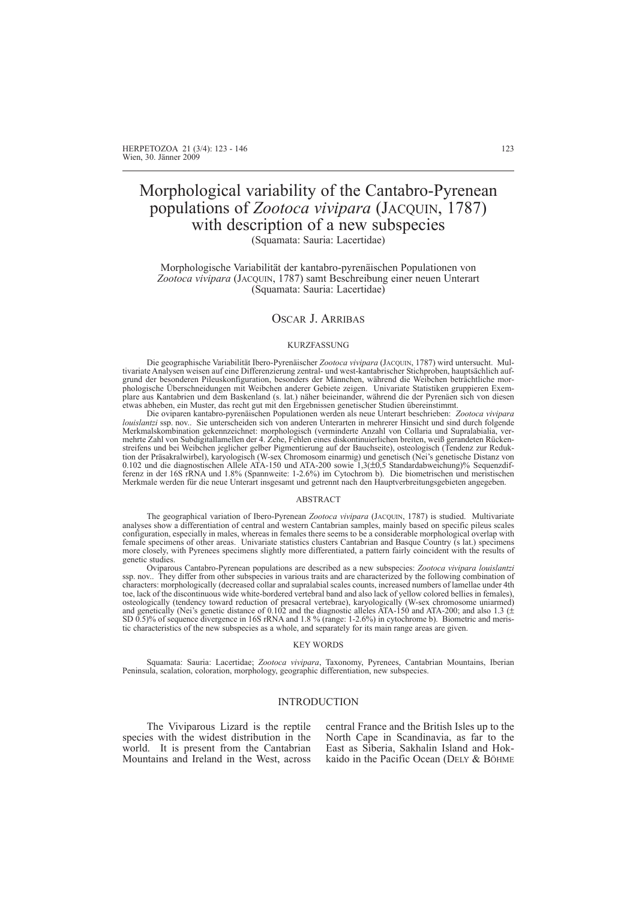# Morphological variability of the Cantabro-Pyrenean populations of *Zootoca vivipara* (JACQUIN, 1787) with description of a new subspecies

(Squamata: Sauria: Lacertidae)

Morphologische Variabilität der kantabro-pyrenäischen Populationen von *Zootoca vivipara* (JACQUIN, 1787) samt Beschreibung einer neuen Unterart (Squamata: Sauria: Lacertidae)

OSCAR J. ARRIBAS

## KURZFASSUNG

Die geographische Variabilität Ibero-Pyrenäischer *Zootoca vivipara* (JACQUIN, 1787) wird untersucht. Multivariate Analysen weisen auf eine Differenzierung zentral- und west-kantabrischer Stichproben, hauptsächlich aufgrund der besonderen Pileuskonfiguration, besonders der Männchen, während die Weibchen beträchtliche morphologische Überschneidungen mit Weibchen anderer Gebiete zeigen. Univariate Statistiken gruppieren Exemplare aus Kantabrien und dem Baskenland (s. lat.) näher beieinander, während die der Pyrenäen sich von diesen etwas abheben, ein Muster, das recht gut mit den Ergebnissen genetischer Studien übereinstimmt.

Die oviparen kantabro-pyrenäischen Populationen werden als neue Unterart beschrieben: *Zootoca vivipara louislantzi* ssp. nov.. Sie unterscheiden sich von anderen Unterarten in mehrerer Hinsicht und sind durch folgende Merkmalskombination gekennzeichnet: morphologisch (verminderte Anzahl von Collaria und Supralabialia, vermehrte Zahl von Subdigitallamellen der 4. Zehe, Fehlen eines diskontinuierlichen breiten, weiß gerandeten Rückenstreifens und bei Weibchen jeglicher gelber Pigmentierung auf der Bauchseite), osteologisch (Tendenz zur Reduktion der Präsakralwirbel), karyologisch (W-sex Chromosom einarmig) und genetisch (Nei's genetische Distanz von 0.102 und die diagnostischen Allele ATA-150 und ATA-200 sowie 1,3(±0,5 Standardabweichung)% Sequenzdifferenz in der 16S rRNA und 1.8% (Spannweite: 1-2.6%) im Cytochrom b). Die biometrischen und meristischen Merkmale werden für die neue Unterart insgesamt und getrennt nach den Hauptverbreitungsgebieten angegeben.

## ABSTRACT

The geographical variation of Ibero-Pyrenean *Zootoca vivipara* (JACQUIN, 1787) is studied. Multivariate analyses show a differentiation of central and western Cantabrian samples, mainly based on specific pileus scales configuration, especially in males, whereas in females there seems to be a considerable morphological overlap with female specimens of other areas. Univariate statistics clusters Cantabrian and Basque Country (s lat.) specimens more closely, with Pyrenees specimens slightly more differentiated, a pattern fairly coincident with the results of genetic studies.

Oviparous Cantabro-Pyrenean populations are described as a new subspecies: *Zootoca vivipara louislantzi* ssp. nov.. They differ from other subspecies in various traits and are characterized by the following combination of characters: morphologically (decreased collar and supralabial scales counts, increased numbers of lamellae under 4th toe, lack of the discontinuous wide white-bordered vertebral band and also lack of yellow colored bellies in females), osteologically (tendency toward reduction of presacral vertebrae), karyologically (W-sex chromosome uniarmed) and genetically (Nei's genetic distance of 0.102 and the diagnostic alleles ATA-150 and ATA-200; and also 1.3 (± SD 0.5)% of sequence divergence in 16S rRNA and 1.8 % (range: 1-2.6%) in cytochrome b). Biometric and meristic characteristics of the new subspecies as a whole, and separately for its main range areas are given.

## KEY WORDS

Squamata: Sauria: Lacertidae; *Zootoca vivipara*, Taxonomy, Pyrenees, Cantabrian Mountains, Iberian Peninsula, scalation, coloration, morphology, geographic differentiation, new subspecies.

## INTRODUCTION

The Viviparous Lizard is the reptile species with the widest distribution in the world. It is present from the Cantabrian Mountains and Ireland in the West, across central France and the British Isles up to the North Cape in Scandinavia, as far to the East as Siberia, Sakhalin Island and Hokkaido in the Pacific Ocean (DELY & BÖHME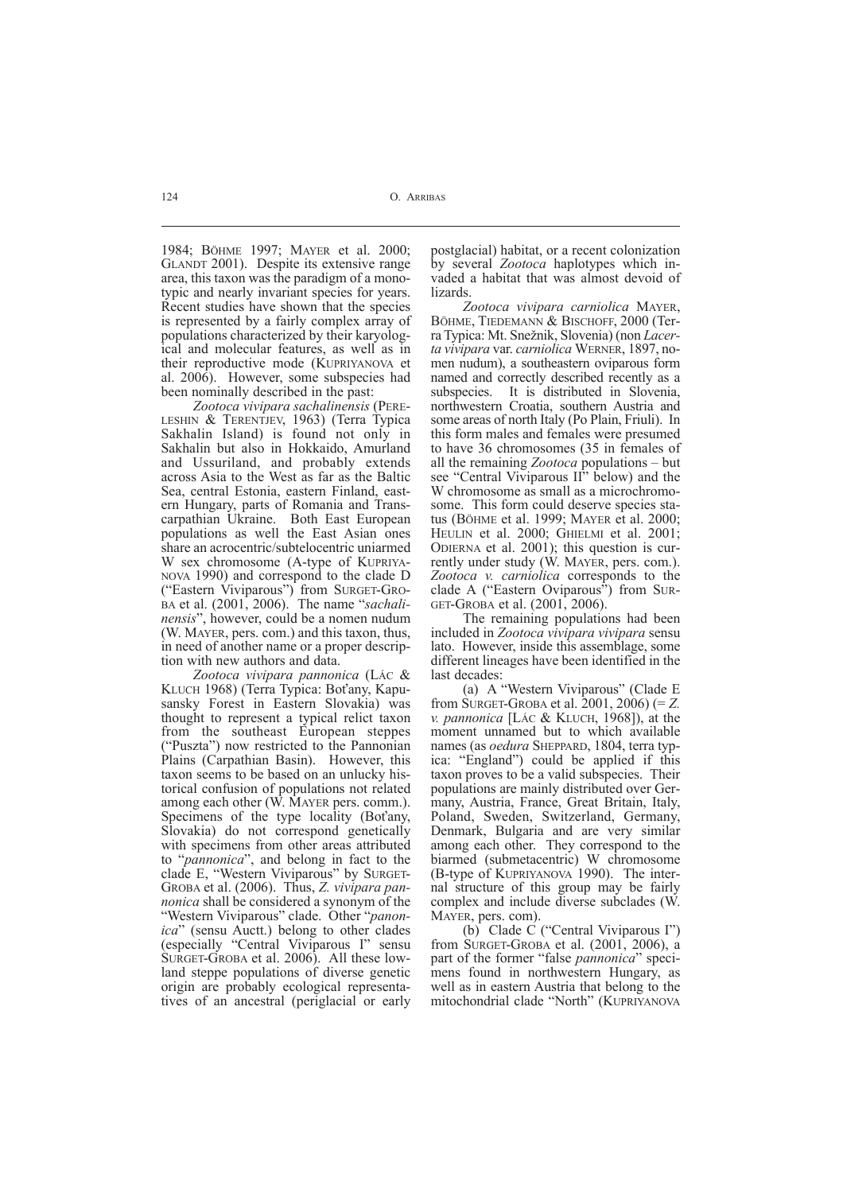1984; BÖHME 1997; MAYER et al. 2000; GLANDT 2001). Despite its extensive range area, this taxon was the paradigm of a monotypic and nearly invariant species for years. Recent studies have shown that the species is represented by a fairly complex array of populations characterized by their karyological and molecular features, as well as in their reproductive mode (KUPRIYANOVA et al. 2006). However, some subspecies had been nominally described in the past:

*Zootoca vivipara sachalinensis* (PERELESHIN & TERENTJEV, 1963) (Terra Typica Sakhalin Island) is found not only in Sakhalin but also in Hokkaido, Amurland and Ussuriland, and probably extends across Asia to the West as far as the Baltic Sea, central Estonia, eastern Finland, eastern Hungary, parts of Romania and Transcarpathian Ukraine. Both East European populations as well the East Asian ones share an acrocentric/subtelocentric uniarmed W sex chromosome (A-type of KUPRIYANOVA 1990) and correspond to the clade D ("Eastern Viviparous") from SURGET-GROBA et al. (2001, 2006). The name "*sachalinensis*", however, could be a nomen nudum (W. MAYER, pers. com.) and this taxon, thus, in need of another name or a proper description with new authors and data.

*Zootoca vivipara pannonica* (LÁC & KLUCH 1968) (Terra Typica: Boťany, Kapusansky Forest in Eastern Slovakia) was thought to represent a typical relict taxon from the southeast European steppes ("Puszta") now restricted to the Pannonian Plains (Carpathian Basin). However, this taxon seems to be based on an unlucky historical confusion of populations not related among each other (W. MAYER pers. comm.). Specimens of the type locality (Boťany, Slovakia) do not correspond genetically with specimens from other areas attributed to "*pannonica*", and belong in fact to the clade E, "Western Viviparous" by SURGET-GROBA et al. (2006). Thus, *Z. vivipara pannonica* shall be considered a synonym of the "Western Viviparous" clade. Other "*panonica*" (sensu Auctt.) belong to other clades (especially "Central Viviparous I" sensu SURGET-GROBA et al. 2006). All these lowland steppe populations of diverse genetic origin are probably ecological representatives of an ancestral (periglacial or early postglacial) habitat, or a recent colonization by several *Zootoca* haplotypes which invaded a habitat that was almost devoid of lizards.

*Zootoca vivipara carniolica* MAYER, BÖHME, TIEDEMANN & BISCHOFF, 2000 (Terra Typica: Mt. Snežnik, Slovenia) (non *Lacerta vivipara* var. *carniolica* WERNER, 1897, nomen nudum), a southeastern oviparous form named and correctly described recently as a subspecies. It is distributed in Slovenia, northwestern Croatia, southern Austria and some areas of north Italy (Po Plain, Friuli). In this form males and females were presumed to have 36 chromosomes (35 in females of all the remaining *Zootoca* populations – but see "Central Viviparous II" below) and the W chromosome as small as a microchromosome. This form could deserve species status (BÖHME et al. 1999; MAYER et al. 2000; HEULIN et al. 2000; GHIELMI et al. 2001; ODIERNA et al. 2001); this question is currently under study (W. MAYER, pers. com.). *Zootoca v. carniolica* corresponds to the clade A ("Eastern Oviparous") from SURGET-GROBA et al. (2001, 2006).

The remaining populations had been included in *Zootoca vivipara vivipara* sensu lato. However, inside this assemblage, some different lineages have been identified in the last decades:

(a) A "Western Viviparous" (Clade E from SURGET-GROBA et al. 2001, 2006) (= *Z. v. pannonica* [LÁC & KLUCH, 1968]), at the moment unnamed but to which available names (as *oedura* SHEPPARD, 1804, terra typica: "England") could be applied if this taxon proves to be a valid subspecies. Their populations are mainly distributed over Germany, Austria, France, Great Britain, Italy, Poland, Sweden, Switzerland, Germany, Denmark, Bulgaria and are very similar among each other. They correspond to the biarmed (submetacentric) W chromosome (B-type of KUPRIYANOVA 1990). The internal structure of this group may be fairly complex and include diverse subclades (W. MAYER, pers. com).

(b) Clade C ("Central Viviparous I") from SURGET-GROBA et al. (2001, 2006), a part of the former "false *pannonica*" specimens found in northwestern Hungary, as well as in eastern Austria that belong to the mitochondrial clade "North" (KUPRIYANOVA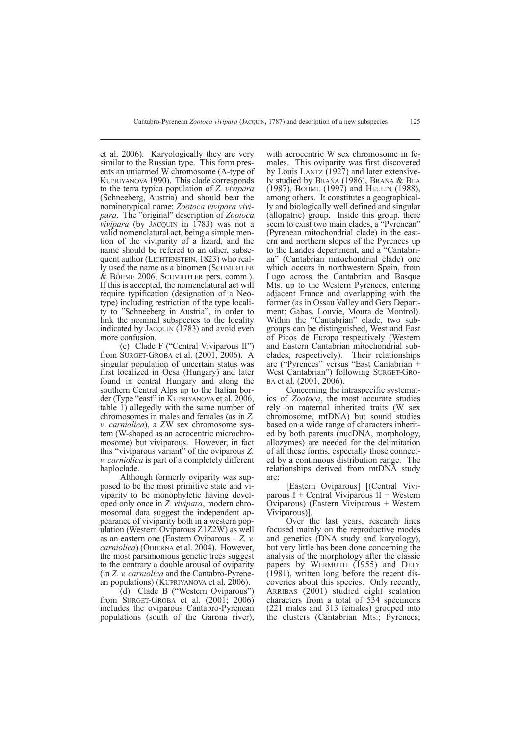et al. 2006). Karyologically they are very similar to the Russian type. This form presents an uniarmed W chromosome (A-type of KUPRIYANOVA 1990). This clade corresponds to the terra typica population of *Z. vivipara* (Schneeberg, Austria) and should bear the nominotypical name: *Zootoca vivipara vivipara*. The "original" description of *Zootoca vivipara* (by JACQUIN in 1783) was not a valid nomenclatural act, being a simple mention of the viviparity of a lizard, and the name should be refered to an other, subsequent author (LICHTENSTEIN, 1823) who really used the name as a binomen (SCHMIDTLER & BÖHME 2006; SCHMIDTLER pers. comm.). If this is accepted, the nomenclatural act will require typification (designation of a Neotype) including restriction of the type locality to "Schneeberg in Austria", in order to link the nominal subspecies to the locality indicated by JACQUIN (1783) and avoid even more confusion.

(c) Clade F ("Central Viviparous II") from SURGET-GROBA et al. (2001, 2006). A singular population of uncertain status was first localized in Ócsa (Hungary) and later found in central Hungary and along the southern Central Alps up to the Italian border (Type "east" in KUPRIYANOVA et al. 2006, table 1) allegedly with the same number of chromosomes in males and females (as in *Z. v. carniolica*), a ZW sex chromosome system (W-shaped as an acrocentric microchromosome) but viviparous. However, in fact this "viviparous variant" of the oviparous *Z. v. carniolica* is part of a completely different haploclade.

Although formerly oviparity was supposed to be the most primitive state and viviparity to be monophyletic having developed only once in *Z. vivipara*, modern chromosomal data suggest the independent appearance of viviparity both in a western population (Western Oviparous Z1Z2W) as well as an eastern one (Eastern Oviparous – *Z. v. carniolica*) (ODIERNA et al. 2004). However, the most parsimonious genetic trees suggest to the contrary a double arousal of oviparity (in *Z. v. carniolica* and the Cantabro-Pyrenean populations) (KUPRIYANOVA et al. 2006).

(d) Clade B ("Western Oviparous") from SURGET-GROBA et al. (2001; 2006) includes the oviparous Cantabro-Pyrenean populations (south of the Garona river), with acrocentric W sex chromosome in females. This oviparity was first discovered by Louis LANTZ (1927) and later extensively studied by BRAÑA (1986), BRAÑA & BEA (1987), BÖHME (1997) and HEULIN (1988), among others. It constitutes a geographically and biologically well defined and singular (allopatric) group. Inside this group, there seem to exist two main clades, a "Pyrenean" (Pyrenean mitochondrial clade) in the eastern and northern slopes of the Pyrenees up to the Landes department, and a "Cantabrian" (Cantabrian mitochondrial clade) one which occurs in northwestern Spain, from Lugo across the Cantabrian and Basque Mts. up to the Western Pyrenees, entering adjacent France and overlapping with the former (as in Ossau Valley and Gers Department: Gabas, Louvie, Moura de Montrol). Within the "Cantabrian" clade, two subgroups can be distinguished, West and East of Picos de Europa respectively (Western and Eastern Cantabrian mitochondrial subclades, respectively). Their relationships are ("Pyrenees" versus "East Cantabrian + West Cantabrian") following SURGET-GROBA et al. (2001, 2006).

Concerning the intraspecific systematics of *Zootoca*, the most accurate studies rely on maternal inherited traits (W sex chromosome, mtDNA) but sound studies based on a wide range of characters inherited by both parents (nucDNA, morphology, allozymes) are needed for the delimitation of all these forms, especially those connected by a continuous distribution range. The relationships derived from mtDNA study are:

[Eastern Oviparous] [(Central Viviparous I + Central Viviparous II + Western Oviparous) (Eastern Viviparous + Western Viviparous)].

Over the last years, research lines focused mainly on the reproductive modes and genetics (DNA study and karyology), but very little has been done concerning the analysis of the morphology after the classic papers by WERMUTH (1955) and DELY (1981), written long before the recent discoveries about this species. Only recently, ARRIBAS (2001) studied eight scalation characters from a total of 534 specimens (221 males and 313 females) grouped into the clusters (Cantabrian Mts.; Pyrenees;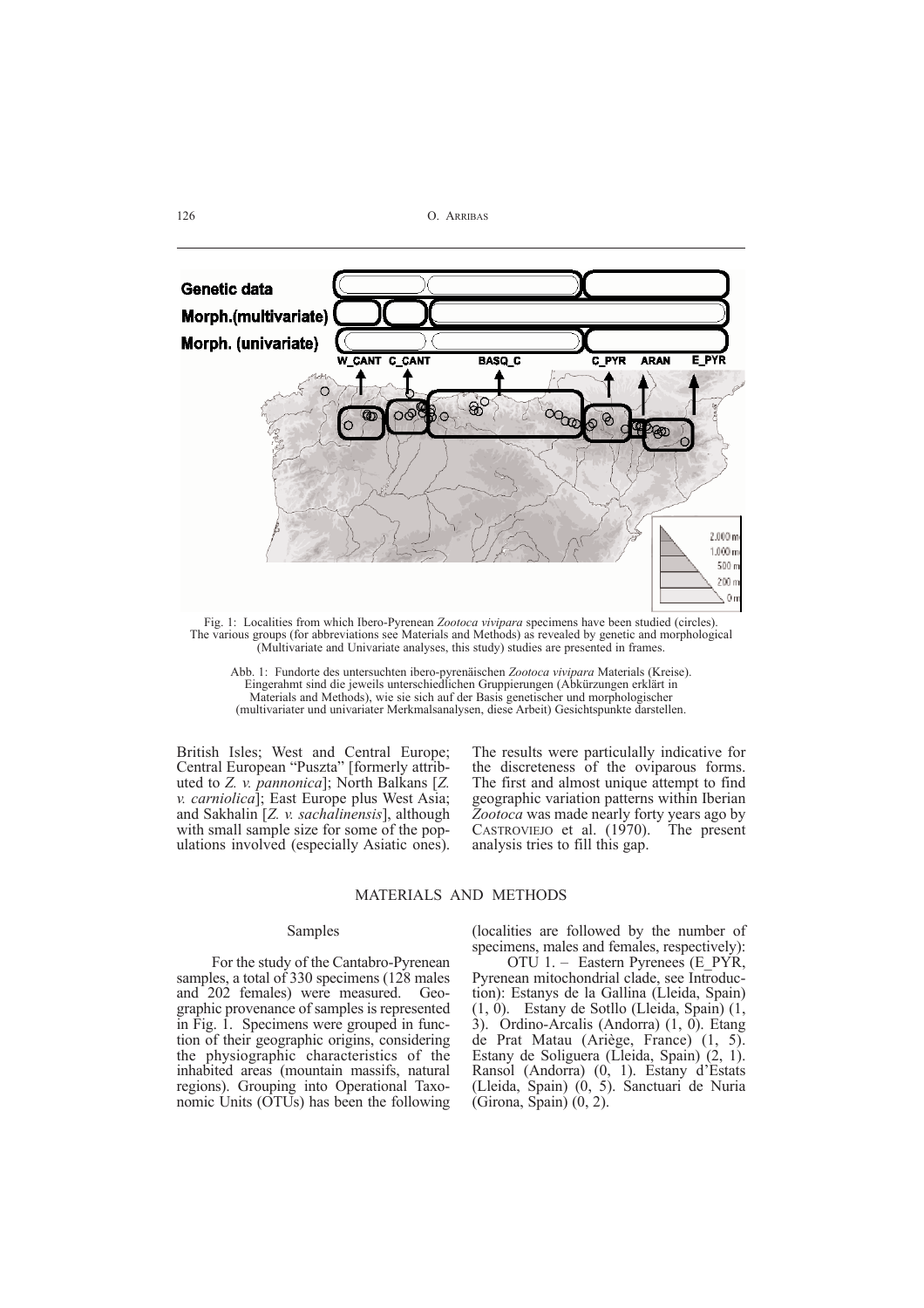Fig. 1: Localities from which Ibero-Pyrenean *Zootoca vivipara* specimens have been studied (circles). The various groups (for abbreviations see Materials and Methods) as revealed by genetic and morphological (Multivariate and Univariate analyses, this study) studies are presented in frames.

Abb. 1: Fundorte des untersuchten ibero-pyrenäischen *Zootoca vivipara* Materials (Kreise). Eingerahmt sind die jeweils unterschiedlichen Gruppierungen (Abkürzungen erklärt in Materials and Methods), wie sie sich auf der Basis genetischer und morphologischer (multivariater und univariater Merkmalsanalysen, diese Arbeit) Gesichtspunkte darstellen.

British Isles; West and Central Europe; Central European "Puszta" [formerly attributed to *Z. v. pannonica*]; North Balkans [*Z. v. carniolica*]; East Europe plus West Asia; and Sakhalin [*Z. v. sachalinensis*], although with small sample size for some of the populations involved (especially Asiatic ones). The results were particularly indicative for the discreteness of the oviparous forms. The first and almost unique attempt to find geographic variation patterns within Iberian *Zootoca* was made nearly forty years ago by CASTROVIEJO et al. (1970). The present analysis tries to fill this gap.

## MATERIALS AND METHODS

### Samples

For the study of the Cantabro-Pyrenean samples, a total of 330 specimens (128 males and 202 females) were measured. Geographic provenance of samples is represented in Fig. 1. Specimens were grouped in function of their geographic origins, considering the physiographic characteristics of the inhabited areas (mountain massifs, natural regions). Grouping into Operational Taxonomic Units (OTUs) has been the following (localities are followed by the number of specimens, males and females, respectively):

OTU 1. – Eastern Pyrenees (E_PYR, Pyrenean mitochondrial clade, see Introduction): Estanys de la Gallina (Lleida, Spain) (1, 0). Estany de Sotllo (Lleida, Spain) (1, 3). Ordino-Arcalis (Andorra) (1, 0). Etang de Prat Matau (Ariège, France) (1, 5). Estany de Soliguera (Lleida, Spain) (2, 1). Ransol (Andorra) (0, 1). Estany d'Estats (Lleida, Spain) (0, 5). Sanctuari de Nuria (Girona, Spain) (0, 2).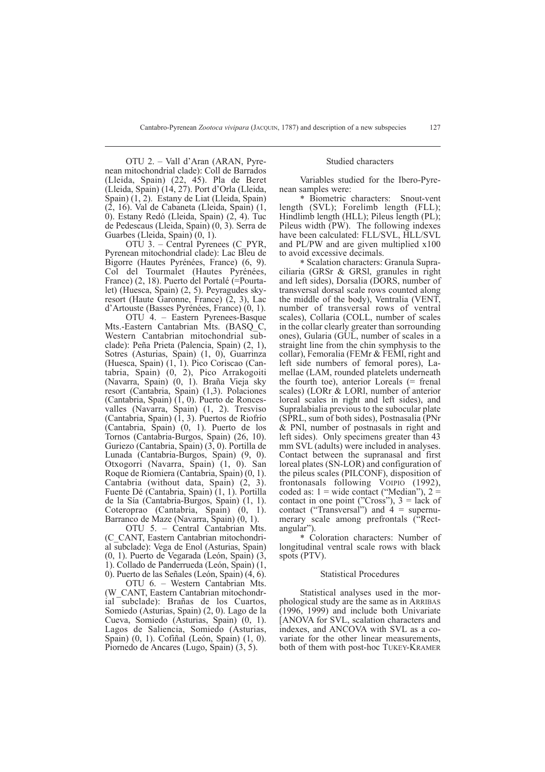OTU 2. – Vall d'Aran (ARAN, Pyrenean mitochondrial clade): Coll de Barrados (Lleida, Spain) (22, 45). Pla de Beret (Lleida, Spain) (14, 27). Port d'Orla (Lleida, Spain) (1, 2). Estany de Liat (Lleida, Spain) (2, 16). Val de Cabaneta (Lleida, Spain) (1, 0). Estany Redó (Lleida, Spain) (2, 4). Tuc de Pedescaus (Lleida, Spain) (0, 3). Serra de Guarbes (Lleida, Spain) (0, 1).

OTU 3. – Central Pyrenees (C_PYR, Pyrenean mitochondrial clade): Lac Bleu de Bigorre (Hautes Pyrénées, France) (6, 9). Col del Tourmalet (Hautes Pyrénées, France) (2, 18). Puerto del Portalé (=Pourtalet) (Huesca, Spain) (2, 5). Peyragudes sky-resort (Haute Garonne, France) (2, 3), Lac d'Artouste (Basses Pyrénées, France) (0, 1).

OTU 4. – Eastern Pyrenees-Basque Mts.-Eastern Cantabrian Mts. (BASQ_C, Western Cantabrian mitochondrial subclade): Peña Prieta (Palencia, Spain) (2, 1), Sotres (Asturias, Spain) (1, 0), Guarrinza (Huesca, Spain) (1, 1). Pico Coriscao (Cantabria, Spain) (0, 2), Pico Arrakogoiti (Navarra, Spain) (0, 1). Braña Vieja sky resort (Cantabria, Spain) (0, 1). Polaciones (Cantabria, Spain) (1, 0). Puerto de Roncesvalles (Navarra, Spain) (1, 2). Tresviso (Cantabria, Spain) (1, 3). Puertos de Riofrío (Cantabria, Spain) (0, 1). Puerto de los Tornos (Cantabria-Burgos, Spain) (26, 10). Guriezo (Cantabria, Spain) (3, 0). Portilla de Lunada (Cantabria-Burgos, Spain) (9, 0). Otxogorri (Navarra, Spain) (1, 0). San Roque de Riomiera (Cantabria, Spain) (0, 1). Cantabria (without data, Spain) (2, 3). Fuente Dé (Cantabria, Spain) (1, 1). Portilla de la Sía (Cantabria-Burgos, Spain) (1, 1). Coteroprao (Cantabria, Spain) (0, 1). Barranco de Maze (Navarra, Spain) (0, 1).

OTU 5. – Central Cantabrian Mts. (C_CANT, Eastern Cantabrian mitochondrial subclade): Vega de Enol (Asturias, Spain) (0, 1). Puerto de Vegarada (León, Spain) (3, 1). Collado de Panderrueda (León, Spain) (1, 0). Puerto de las Señales (León, Spain) (4, 6).

OTU 6. – Western Cantabrian Mts. (W_CANT, Eastern Cantabrian mitochondrial subclade): Brañas de los Cuartos, Somiedo (Asturias, Spain) (2, 0). Lago de la Cueva, Somiedo (Asturias, Spain) (0, 1). Lagos de Saliencia, Somiedo (Asturias, Spain) (0, 1). Cofiñal (León, Spain) (1, 0). Piornedo de Ancares (Lugo, Spain) (3, 5).

### Studied characters

Variables studied for the Ibero-Pyrenean samples were:

* Biometric characters: Snout-vent length (SVL); Forelimb length (FLL); Hindlimb length (HLL); Pileus length (PL); Pileus width (PW). The following indexes have been calculated: FLL/SVL, HLL/SVL and PL/PW and are given multiplied x100 to avoid excessive decimals.

* Scalation characters: Granula Supraciliaria (GRSr & GRSl, granules in right and left sides), Dorsalia (DORS, number of transversal dorsal scale rows counted along the middle of the body), Ventralia (VENT, number of transversal rows of ventral scales), Collaria (COLL, number of scales in the collar clearly greater than sorrounding ones), Gularia (GUL, number of scales in a straight line from the chin symphysis to the collar), Femoralia (FEMr & FEMl, right and left side numbers of femoral pores), Lamellae (LAM, rounded platelets underneath the fourth toe), anterior Loreals (= frenal scales) (LORr & LORl, number of anterior loreal scales in right and left sides), and Supralabialia previous to the subocular plate (SPRL, sum of both sides), Postnasalia (PNr & PNl, number of postnasals in right and left sides). Only specimens greater than 43 mm SVL (adults) were included in analyses. Contact between the supranasal and first loreal plates (SN-LOR) and configuration of the pileus scales (PILCONF), disposition of frontonasals following Voipio (1992), coded as: 1 = wide contact ("Median"), 2 = contact in one point ("Cross"), 3 = lack of contact ("Transversal") and 4 = supernumerary scale among prefrontals ("Rectangular").

* Coloration characters: Number of longitudinal ventral scale rows with black spots (PTV).

### Statistical Procedures

Statistical analyses used in the morphological study are the same as in Arribas (1996, 1999) and include both Univariate [ANOVA for SVL, scalation characters and indexes, and ANCOVA with SVL as a covariate for the other linear measurements, both of them with post-hoc Tukey-Kramer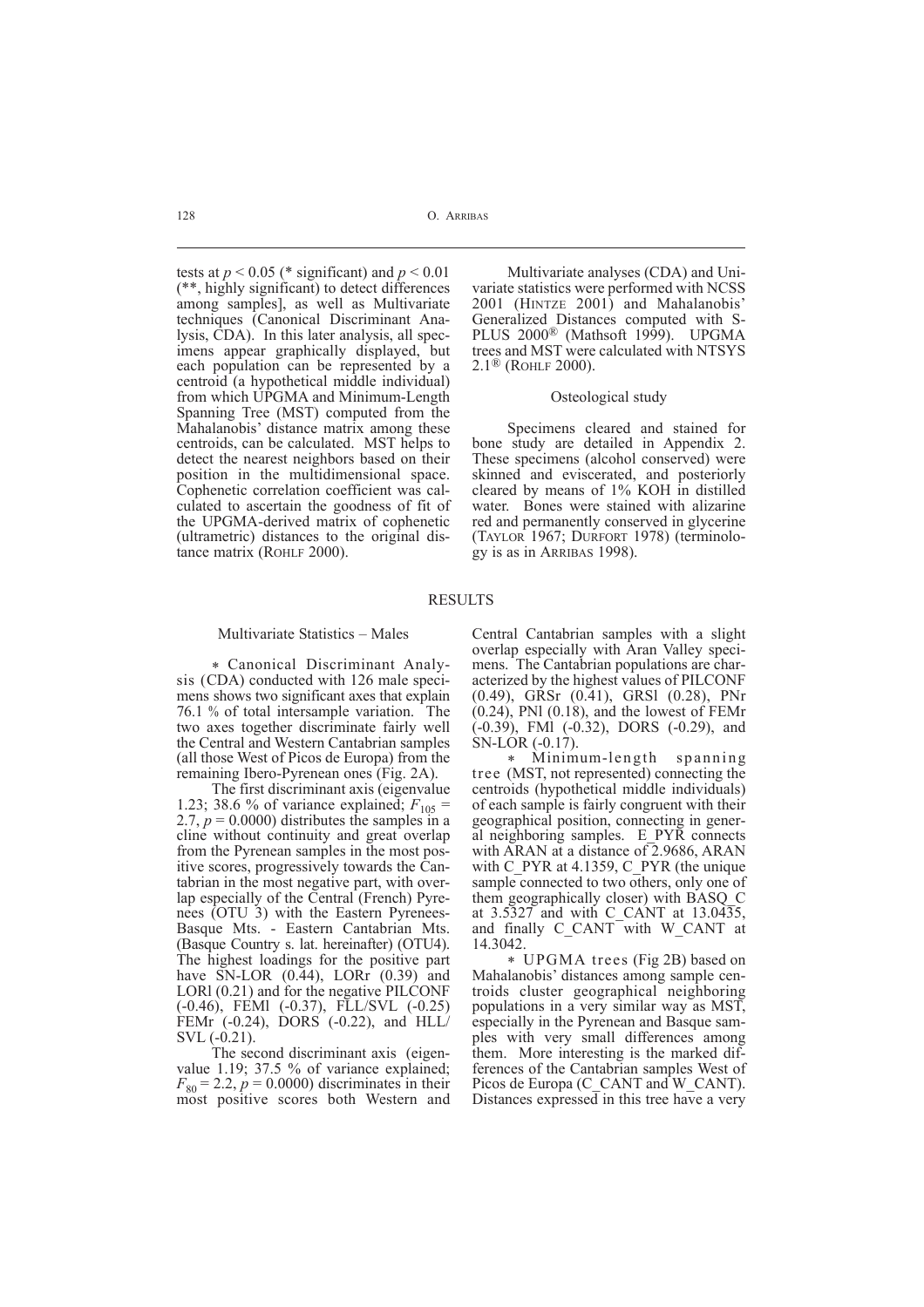tests at $p < 0.05$ (* significant) and $p < 0.01$ (**, highly significant) to detect differences among samples], as well as Multivariate techniques (Canonical Discriminant Analysis, CDA). In this later analysis, all specimens appear graphically displayed, but each population can be represented by a centroid (a hypothetical middle individual) from which UPGMA and Minimum-Length Spanning Tree (MST) computed from the Mahalanobis' distance matrix among these centroids, can be calculated. MST helps to detect the nearest neighbors based on their position in the multidimensional space. Cophenetic correlation coefficient was calculated to ascertain the goodness of fit of the UPGMA-derived matrix of cophenetic (ultrametric) distances to the original distance matrix (ROHLF 2000).

Multivariate analyses (CDA) and Univariate statistics were performed with NCSS 2001 (HINTZE 2001) and Mahalanobis' Generalized Distances computed with S-PLUS 2000® (Mathsoft 1999). UPGMA trees and MST were calculated with NTSYS 2.1® (ROHLF 2000).

### Osteological study

Specimens cleared and stained for bone study are detailed in Appendix 2. These specimens (alcohol conserved) were skinned and eviscerated, and posteriorly cleared by means of 1% KOH in distilled water. Bones were stained with alizarine red and permanently conserved in glycerine (TAYLOR 1967; DURFORT 1978) (terminology is as in ARRIBAS 1998).

## RESULTS

### Multivariate Statistics – Males

∗ Canonical Discriminant Analysis (CDA) conducted with 126 male specimens shows two significant axes that explain 76.1 % of total intersample variation. The two axes together discriminate fairly well the Central and Western Cantabrian samples (all those West of Picos de Europa) from the remaining Ibero-Pyrenean ones (Fig. 2A).

The first discriminant axis (eigenvalue 1.23; 38.6 % of variance explained; $F_{105} = 2.7$, $p = 0.0000$) distributes the samples in a cline without continuity and great overlap from the Pyrenean samples in the most positive scores, progressively towards the Cantabrian in the most negative part, with overlap especially of the Central (French) Pyrenees (OTU 3) with the Eastern Pyrenees-Basque Mts. - Eastern Cantabrian Mts. (Basque Country s. lat. hereinafter) (OTU4). The highest loadings for the positive part have SN-LOR (0.44), LORr (0.39) and LORl (0.21) and for the negative PILCONF (-0.46), FEMl (-0.37), FLL/SVL (-0.25) FEMr (-0.24), DORS (-0.22), and HLL/SVL (-0.21).

The second discriminant axis (eigenvalue 1.19; 37.5 % of variance explained; $F_{80} = 2.2$, $p = 0.0000$) discriminates in their most positive scores both Western and Central Cantabrian samples with a slight overlap especially with Aran Valley specimens. The Cantabrian populations are characterized by the highest values of PILCONF (0.49), GRSr (0.41), GRSl (0.28), PNr (0.24), PNl (0.18), and the lowest of FEMr (-0.39), FMl (-0.32), DORS (-0.29), and SN-LOR (-0.17).

∗ Minimum-length spanning tree (MST, not represented) connecting the centroids (hypothetical middle individuals) of each sample is fairly congruent with their geographical position, connecting in general neighboring samples. E_PYR connects with ARAN at a distance of 2.9686, ARAN with C_PYR at 4.1359, C_PYR (the unique sample connected to two others, only one of them geographically closer) with BASQ_C at 3.5327 and with C_CANT at 13.0435, and finally C_CANT with W_CANT at 14.3042.

∗ UPGMA trees (Fig 2B) based on Mahalanobis' distances among sample centroids cluster geographical neighboring populations in a very similar way as MST, especially in the Pyrenean and Basque samples with very small differences among them. More interesting is the marked differences of the Cantabrian samples West of Picos de Europa (C_CANT and W_CANT). Distances expressed in this tree have a very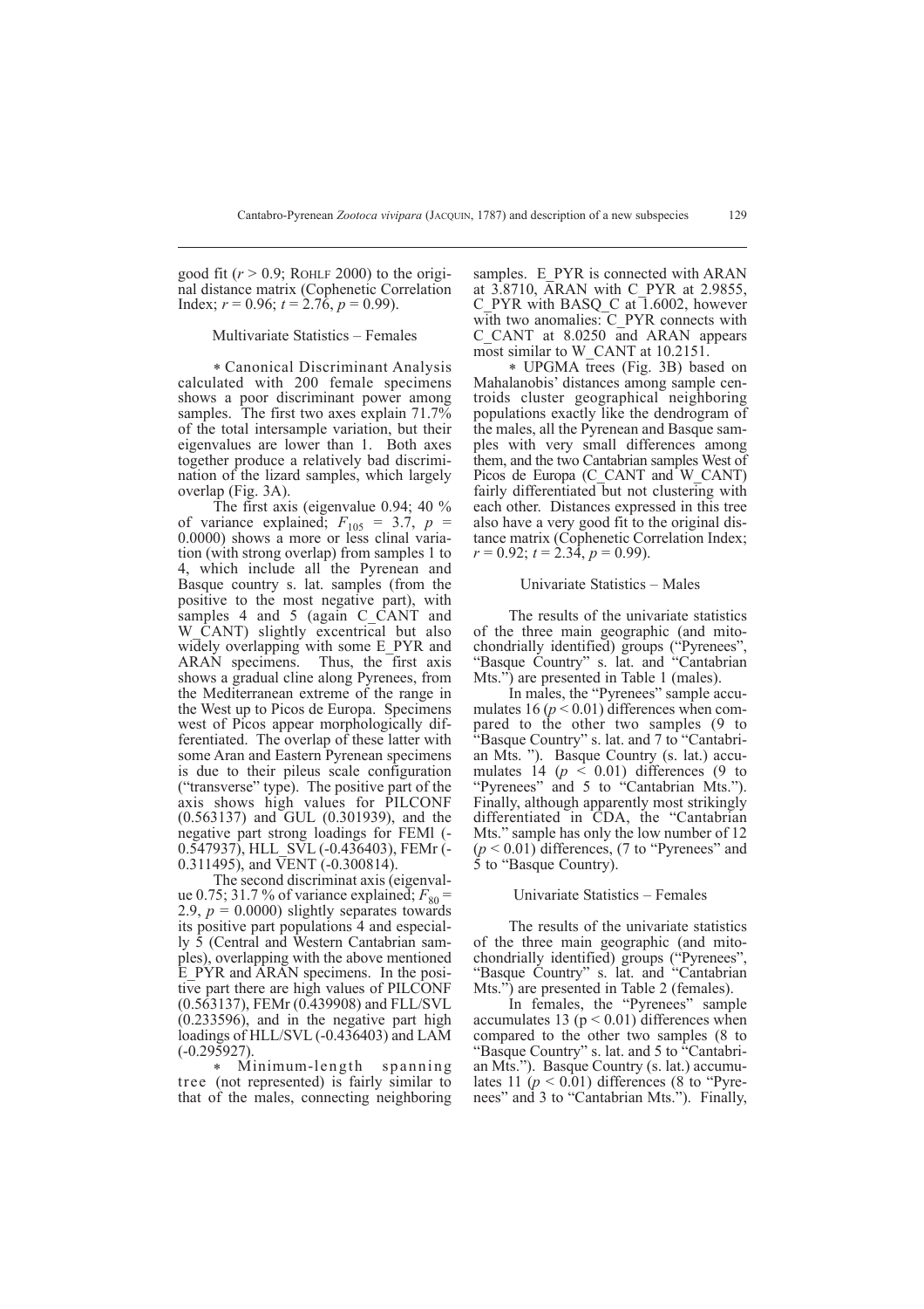good fit ($r > 0.9$; ROHLF 2000) to the original distance matrix (Cophenetic Correlation Index; $r = 0.96$; $t = 2.76$, $p = 0.99$).

### Multivariate Statistics – Females

∗ Canonical Discriminant Analysis calculated with 200 female specimens shows a poor discriminant power among samples. The first two axes explain 71.7% of the total intersample variation, but their eigenvalues are lower than 1. Both axes together produce a relatively bad discrimination of the lizard samples, which largely overlap (Fig. 3A).

The first axis (eigenvalue 0.94; 40 % of variance explained; $F_{105} = 3.7$, $p = 0.0000$) shows a more or less clinal variation (with strong overlap) from samples 1 to 4, which include all the Pyrenean and Basque country s. lat. samples (from the positive to the most negative part), with samples 4 and 5 (again C_CANT and W_CANT) slightly excentrical but also widely overlapping with some E_PYR and ARAN specimens. Thus, the first axis shows a gradual cline along Pyrenees, from the Mediterranean extreme of the range in the West up to Picos de Europa. Specimens west of Picos appear morphologically differentiated. The overlap of these latter with some Aran and Eastern Pyrenean specimens is due to their pileus scale configuration ("transverse" type). The positive part of the axis shows high values for PILCONF (0.563137) and GUL (0.301939), and the negative part strong loadings for FEMl (-0.547937), HLL_SVL (-0.436403), FEMr (-0.311495), and VENT (-0.300814).

The second discriminat axis (eigenvalue 0.75; 31.7 % of variance explained; $F_{80} = 2.9$, $p = 0.0000$) slightly separates towards its positive part populations 4 and especially 5 (Central and Western Cantabrian samples), overlapping with the above mentioned E_PYR and ARAN specimens. In the positive part there are high values of PILCONF (0.563137), FEMr (0.439908) and FLL/SVL (0.233596), and in the negative part high loadings of HLL/SVL (-0.436403) and LAM (-0.295927).

∗ Minimum-length spanning tree (not represented) is fairly similar to that of the males, connecting neighboring samples. E_PYR is connected with ARAN at 3.8710, ARAN with C_PYR at 2.9855, C_PYR with BASQ_C at 1.6002, however with two anomalies: C_PYR connects with C_CANT at 8.0250 and ARAN appears most similar to W_CANT at 10.2151.

∗ UPGMA trees (Fig. 3B) based on Mahalanobis' distances among sample centroids cluster geographical neighboring populations exactly like the dendrogram of the males, all the Pyrenean and Basque samples with very small differences among them, and the two Cantabrian samples West of Picos de Europa (C_CANT and W_CANT) fairly differentiated but not clustering with each other. Distances expressed in this tree also have a very good fit to the original distance matrix (Cophenetic Correlation Index; $r = 0.92$; $t = 2.34$, $p = 0.99$).

### Univariate Statistics – Males

The results of the univariate statistics of the three main geographic (and mitochondrially identified) groups ("Pyrenees", "Basque Country" s. lat. and "Cantabrian Mts.") are presented in Table 1 (males).

In males, the "Pyrenees" sample accumulates 16 ($p < 0.01$) differences when compared to the other two samples (9 to "Basque Country" s. lat. and 7 to "Cantabrian Mts. "). Basque Country (s. lat.) accumulates 14 ($p < 0.01$) differences (9 to "Pyrenees" and 5 to "Cantabrian Mts."). Finally, although apparently most strikingly differentiated in CDA, the "Cantabrian Mts." sample has only the low number of 12 ($p < 0.01$) differences, (7 to "Pyrenees" and 5 to "Basque Country).

### Univariate Statistics – Females

The results of the univariate statistics of the three main geographic (and mitochondrially identified) groups ("Pyrenees", "Basque Country" s. lat. and "Cantabrian Mts.") are presented in Table 2 (females).

In females, the "Pyrenees" sample accumulates 13 ($p < 0.01$) differences when compared to the other two samples (8 to "Basque Country" s. lat. and 5 to "Cantabrian Mts."). Basque Country (s. lat.) accumulates 11 ($p < 0.01$) differences (8 to "Pyrenees" and 3 to "Cantabrian Mts."). Finally,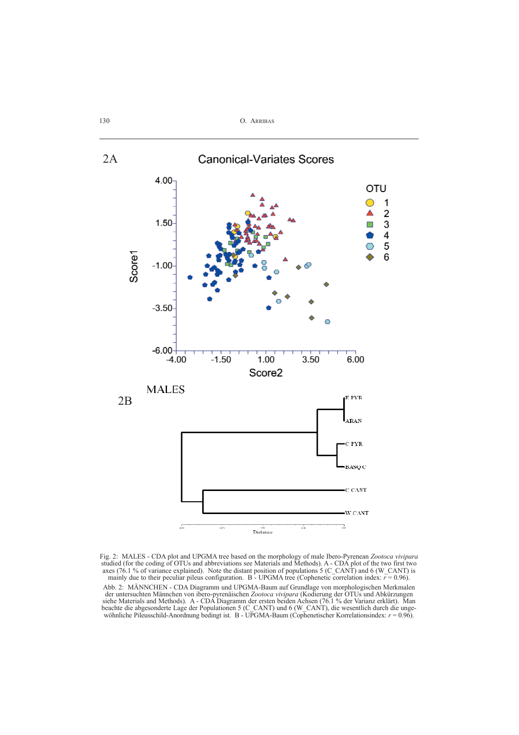Fig. 2: MALES - CDA plot and UPGMA tree based on the morphology of male Ibero-Pyrenean *Zootoca vivipara* studied (for the coding of OTUs and abbreviations see Materials and Methods). A - CDA plot of the two first two axes (76.1 % of variance explained). Note the distant position of populations 5 (C_CANT) and 6 (W_CANT) is mainly due to their peculiar pileus configuration. B - UPGMA tree (Cophenetic correlation index: $r = 0.96$).

Abb. 2: MÄNNCHEN - CDA Diagramm und UPGMA-Baum auf Grundlage von morphologischen Merkmalen der untersuchten Männchen von ibero-pyrenäischen *Zootoca vivipara* (Kodierung der OTUs und Abkürzungen siehe Materials and Methods). A - CDA Diagramm der ersten beiden Achsen (76.1 % der Varianz erklärt). Man beachte die abgesonderte Lage der Populationen 5 (C_CANT) und 6 (W_CANT), die wesentlich durch die ungewöhnliche Pileusschild-Anordnung bedingt ist. B - UPGMA-Baum (Cophenetischer Korrelationsindex: $r = 0.96$).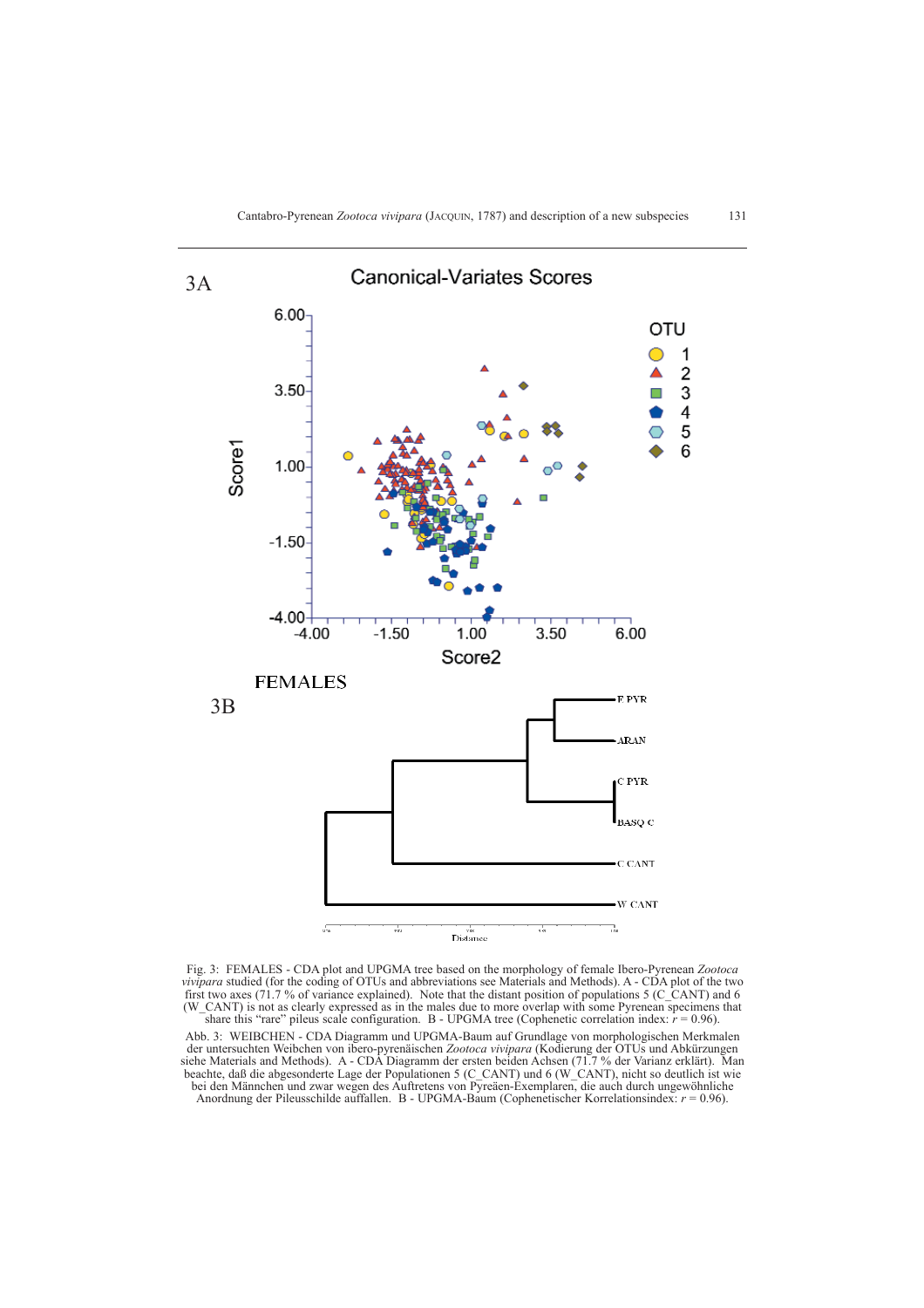3A

Canonical-Variates Scores

FEMALES

3B

Fig. 3: FEMALES - CDA plot and UPGMA tree based on the morphology of female Ibero-Pyrenean *Zootoca vivipara* studied (for the coding of OTUs and abbreviations see Materials and Methods). A - CDA plot of the two first two axes (71.7 % of variance explained). Note that the distant position of populations 5 (C_CANT) and 6 (W_CANT) is not as clearly expressed as in the males due to more overlap with some Pyrenean specimens that share this “rare” pileus scale configuration. B - UPGMA tree (Cophenetic correlation index: $r = 0.96$).

Abb. 3: WEIBCHEN - CDA Diagramm und UPGMA-Baum auf Grundlage von morphologischen Merkmalen der untersuchten Weibchen von ibero-pyrenäischen *Zootoca vivipara* (Kodierung der OTUs und Abkürzungen siehe Materials and Methods). A - CDA Diagramm der ersten beiden Achsen (71.7 % der Varianz erklärt). Man beachte, daß die abgesonderte Lage der Populationen 5 (C_CANT) und 6 (W_CANT), nicht so deutlich ist wie bei den Männchen und zwar wegen des Auftretens von Pyreäen-Exemplaren, die auch durch ungewöhnliche Anordnung der Pileusschilde auffallen. B - UPGMA-Baum (Cophenetischer Korrelationsindex: $r = 0.96$).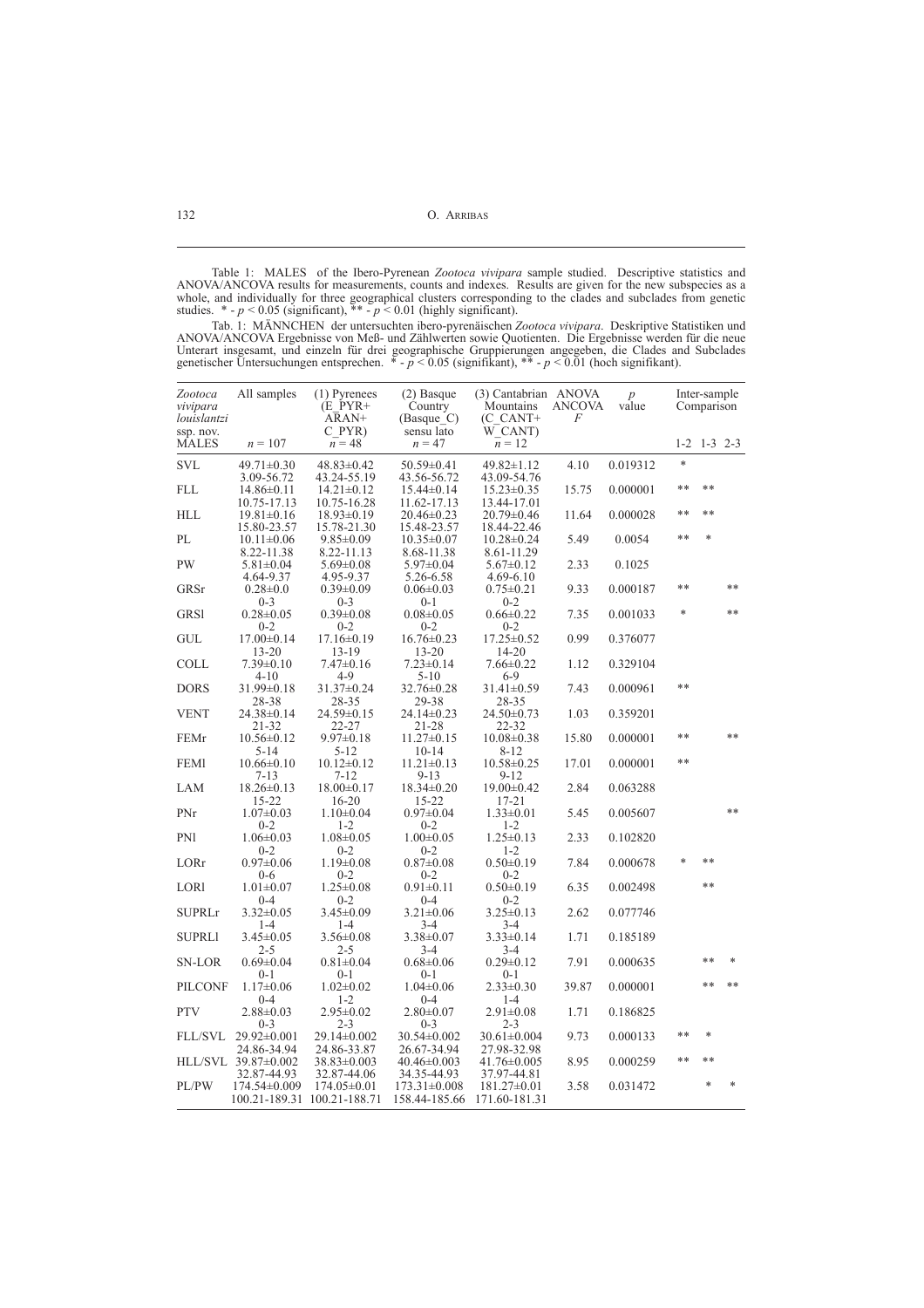Table 1: MALES of the Ibero-Pyrenean *Zootoca vivipara* sample studied. Descriptive statistics and ANOVA/ANCOVA results for measurements, counts and indexes. Results are given for the new subspecies as a whole, and individually for three geographical clusters corresponding to the clades and subclades from genetic studies. * - $p < 0.05$ (significant), ** - $p < 0.01$ (highly significant).

Tab. 1: MÄNNCHEN der untersuchten ibero-pyrenäischen *Zootoca vivipara*. Deskriptive Statistiken und ANOVA/ANCOVA Ergebnisse von Meß- und Zählwerten sowie Quotienten. Die Ergebnisse werden für die neue Unterart insgesamt, und einzeln für drei geographische Gruppierungen angegeben, die Clades und Subclades genetischer Untersuchungen entsprechen. * - $p < 0.05$ (signifikant), ** - $p < 0.01$ (hoch signifikant).

| *Zootoca vivipara louislantzi* ssp. nov. MALES | All samples $n = 107$ | (1) Pyrenees (E_PYR+ ARAN+ C_PYR) $n = 48$ | (2) Basque Country (Basque_C) sensu lato $n = 47$ | (3) Cantabrian Mountains (C_CANT+ W_CANT) $n = 12$ | ANOVA ANCOVA $F$ | $p$ value | Inter-sample Comparison 1-2 | 1-3 | 2-3 |
|---|---|---|---|---|---|---|---|---|---|
| SVL | 49.71±0.30 3.09-56.72 | 48.83±0.42 43.24-55.19 | 50.59±0.41 43.56-56.72 | 49.82±1.12 43.09-54.76 | 4.10 | 0.019312 | * | | |
| FLL | 14.86±0.11 10.75-17.13 | 14.21±0.12 10.75-16.28 | 15.44±0.14 11.62-17.13 | 15.23±0.35 13.44-17.01 | 15.75 | 0.000001 | ** | ** | |
| HLL | 19.81±0.16 15.80-23.57 | 18.93±0.19 15.78-21.30 | 20.46±0.23 15.48-23.57 | 20.79±0.46 18.44-22.46 | 11.64 | 0.000028 | ** | ** | |
| PL | 10.11±0.06 8.22-11.38 | 9.85±0.09 8.22-11.13 | 10.35±0.07 8.68-11.38 | 10.28±0.24 8.61-11.29 | 5.49 | 0.0054 | ** | * | |
| PW | 5.81±0.04 4.64-9.37 | 5.69±0.08 4.95-9.37 | 5.97±0.04 5.26-6.58 | 5.67±0.12 4.69-6.10 | 2.33 | 0.1025 | | | |
| GRSr | 0.28±0.0 0-3 | 0.39±0.09 0-3 | 0.06±0.03 0-1 | 0.75±0.21 0-2 | 9.33 | 0.000187 | ** | | ** |
| GRSl | 0.28±0.05 0-2 | 0.39±0.08 0-2 | 0.08±0.05 0-2 | 0.66±0.22 0-2 | 7.35 | 0.001033 | * | | ** |
| GUL | 17.00±0.14 13-20 | 17.16±0.19 13-19 | 16.76±0.23 13-20 | 17.25±0.52 14-20 | 0.99 | 0.376077 | | | |
| COLL | 7.39±0.10 4-10 | 7.47±0.16 4-9 | 7.23±0.14 5-10 | 7.66±0.22 6-9 | 1.12 | 0.329104 | | | |
| DORS | 31.99±0.18 28-38 | 31.37±0.24 28-35 | 32.76±0.28 29-38 | 31.41±0.59 28-35 | 7.43 | 0.000961 | ** | | |
| VENT | 24.38±0.14 21-32 | 24.59±0.15 22-27 | 24.14±0.23 21-28 | 24.50±0.73 22-32 | 1.03 | 0.359201 | | | |
| FEMr | 10.56±0.12 5-14 | 9.97±0.18 5-12 | 11.27±0.15 10-14 | 10.08±0.38 8-12 | 15.80 | 0.000001 | ** | | ** |
| FEMl | 10.66±0.10 7-13 | 10.12±0.12 7-12 | 11.21±0.13 9-13 | 10.58±0.25 9-12 | 17.01 | 0.000001 | ** | | |
| LAM | 18.26±0.13 15-22 | 18.00±0.17 16-20 | 18.34±0.20 15-22 | 19.00±0.42 17-21 | 2.84 | 0.063288 | | | |
| PNr | 1.07±0.03 0-2 | 1.10±0.04 1-2 | 0.97±0.04 0-2 | 1.33±0.01 1-2 | 5.45 | 0.005607 | | | ** |
| PNl | 1.06±0.03 0-2 | 1.08±0.05 0-2 | 1.00±0.05 0-2 | 1.25±0.13 1-2 | 2.33 | 0.102820 | | | |
| LORr | 0.97±0.06 0-6 | 1.19±0.08 0-2 | 0.87±0.08 0-2 | 0.50±0.19 0-2 | 7.84 | 0.000678 | * | ** | |
| LORl | 1.01±0.07 0-4 | 1.25±0.08 0-2 | 0.91±0.11 0-4 | 0.50±0.19 0-2 | 6.35 | 0.002498 | | ** | |
| SUPRLr | 3.32±0.05 1-4 | 3.45±0.09 1-4 | 3.21±0.06 3-4 | 3.25±0.13 3-4 | 2.62 | 0.077746 | | | |
| SUPRLl | 3.45±0.05 2-5 | 3.56±0.08 2-5 | 3.38±0.07 3-4 | 3.33±0.14 3-4 | 1.71 | 0.185189 | | | |
| SN-LOR | 0.69±0.04 0-1 | 0.81±0.04 0-1 | 0.68±0.06 0-1 | 0.29±0.12 0-1 | 7.91 | 0.000635 | | ** | * |
| PILCONF | 1.17±0.06 0-4 | 1.02±0.02 1-2 | 1.04±0.06 0-4 | 2.33±0.30 1-4 | 39.87 | 0.000001 | | ** | ** |
| PTV | 2.88±0.03 0-3 | 2.95±0.02 2-3 | 2.80±0.07 0-3 | 2.91±0.08 2-3 | 1.71 | 0.186825 | | | |
| FLL/SVL | 29.92±0.001 24.86-34.94 | 29.14±0.002 24.86-33.87 | 30.54±0.002 26.67-34.94 | 30.61±0.004 27.98-32.98 | 9.73 | 0.000133 | ** | * | |
| HLL/SVL | 39.87±0.002 32.87-44.93 | 38.83±0.003 32.87-44.06 | 40.46±0.003 34.35-44.93 | 41.76±0.005 37.97-44.81 | 8.95 | 0.000259 | ** | ** | |
| PL/PW | 174.54±0.009 100.21-189.31 | 174.05±0.01 100.21-188.71 | 173.31±0.008 158.44-185.66 | 181.27±0.01 171.60-181.31 | 3.58 | 0.031472 | | * | * |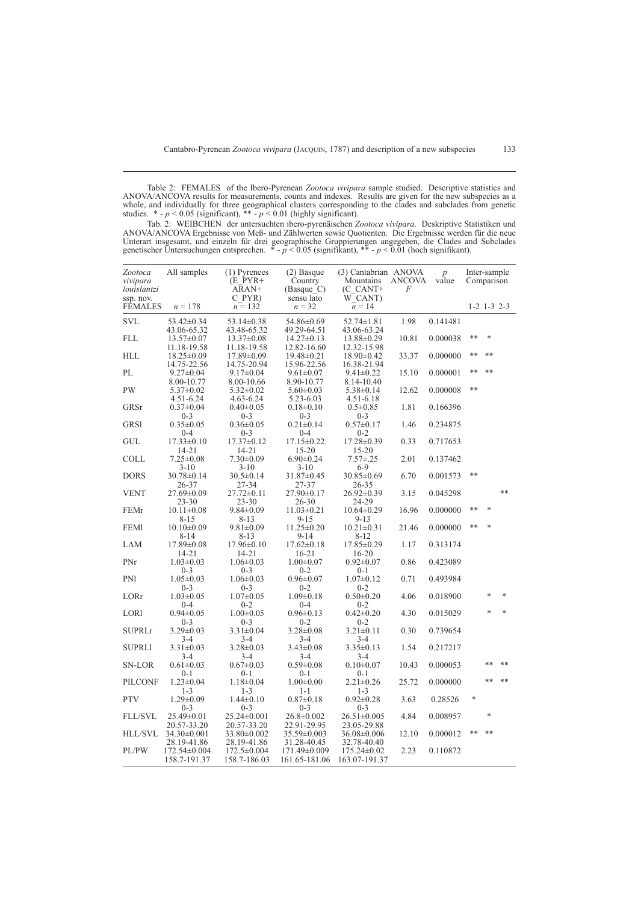Table 2: FEMALES of the Ibero-Pyrenean *Zootoca vivipara* sample studied. Descriptive statistics and ANOVA/ANCOVA results for measurements, counts and indexes. Results are given for the new subspecies as a whole, and individually for three geographical clusters corresponding to the clades and subclades from genetic studies. * - $p < 0.05$ (significant), ** - $p < 0.01$ (highly significant).

Tab. 2: WEIBCHEN der untersuchten ibero-pyrenäischen *Zootoca vivipara*. Deskriptive Statistiken und ANOVA/ANCOVA Ergebnisse von Meß- und Zählwerten sowie Quotienten. Die Ergebnisse werden für die neue Unterart insgesamt, und einzeln für drei geographische Gruppierungen angegeben, die Clades und Subclades genetischer Untersuchungen entsprechen. * - $p < 0.05$ (signifikant), ** - $p < 0.01$ (hoch signifikant).

| *Zootoca vivipara louislantzi* ssp. nov. FEMALES | All samples $n$ = 178 | (1) Pyrenees (E_PYR+ ARAN+ C_PYR) $n$ = 132 | (2) Basque Country (Basque_C) sensu lato $n$ = 32 | (3) Cantabrian Mountains (C_CANT+ W_CANT) $n$ = 14 | ANOVA ANCOVA $F$ | $p$ value | Inter-sample Comparison 1-2 | 1-3 | 2-3 |
|---|---|---|---|---|---|---|---|---|---|
| SVL | 53.42±0.34<br>43.06-65.32 | 53.14±0.38<br>43.48-65.32 | 54.86±0.69<br>49.29-64.51 | 52.74±1.81<br>43.06-63.24 | 1.98 | 0.141481 | | | |
| FLL | 13.57±0.07<br>11.18-19.58 | 13.37±0.08<br>11.18-19.58 | 14.27±0.13<br>12.82-16.60 | 13.88±0.29<br>12.32-15.98 | 10.81 | 0.000038 | ** | * | |
| HLL | 18.25±0.09<br>14.75-22.56 | 17.89±0.09<br>14.75-20.94 | 19.48±0.21<br>15.96-22.56 | 18.90±0.42<br>16.38-21.94 | 33.37 | 0.000000 | ** | ** | |
| PL | 9.27±0.04<br>8.00-10.77 | 9.17±0.04<br>8.00-10.66 | 9.61±0.07<br>8.90-10.77 | 9.41±0.22<br>8.14-10.40 | 15.10 | 0.000001 | ** | ** | |
| PW | 5.37±0.02<br>4.51-6.24 | 5.32±0.02<br>4.63-6.24 | 5.60±0.03<br>5.23-6.03 | 5.38±0.14<br>4.51-6.18 | 12.62 | 0.000008 | ** | | |
| GRSr | 0.37±0.04<br>0-3 | 0.40±0.05<br>0-3 | 0.18±0.10<br>0-3 | 0.5±0.85<br>0-3 | 1.81 | 0.166396 | | | |
| GRSl | 0.35±0.05<br>0-4 | 0.36±0.05<br>0-3 | 0.21±0.14<br>0-4 | 0.57±0.17<br>0-2 | 1.46 | 0.234875 | | | |
| GUL | 17.33±0.10<br>14-21 | 17.37±0.12<br>14-21 | 17.15±0.22<br>15-20 | 17.28±0.39<br>15-20 | 0.33 | 0.717653 | | | |
| COLL | 7.25±0.08<br>3-10 | 7.30±0.09<br>3-10 | 6.90±0.24<br>3-10 | 7.57±.25<br>6-9 | 2.01 | 0.137462 | | | |
| DORS | 30.78±0.14<br>26-37 | 30.5±0.14<br>27-34 | 31.87±0.45<br>27-37 | 30.85±0.69<br>26-35 | 6.70 | 0.001573 | ** | | |
| VENT | 27.69±0.09<br>23-30 | 27.72±0.11<br>23-30 | 27.90±0.17<br>26-30 | 26.92±0.39<br>24-29 | 3.15 | 0.045298 | | | ** |
| FEMr | 10.11±0.08<br>8-15 | 9.84±0.09<br>8-13 | 11.03±0.21<br>9-15 | 10.64±0.29<br>9-13 | 16.96 | 0.000000 | ** | * | |
| FEMl | 10.10±0.09<br>8-14 | 9.81±0.09<br>8-13 | 11.25±0.20<br>9-14 | 10.21±0.31<br>8-12 | 21.46 | 0.000000 | ** | * | |
| LAM | 17.89±0.08<br>14-21 | 17.96±0.10<br>14-21 | 17.62±0.18<br>16-21 | 17.85±0.29<br>16-20 | 1.17 | 0.313174 | | | |
| PNr | 1.03±0.03<br>0-3 | 1.06±0.03<br>0-3 | 1.00±0.07<br>0-2 | 0.92±0.07<br>0-1 | 0.86 | 0.423089 | | | |
| PNl | 1.05±0.03<br>0-3 | 1.06±0.03<br>0-3 | 0.96±0.07<br>0-2 | 1.07±0.12<br>0-2 | 0.71 | 0.493984 | | | |
| LORr | 1.03±0.05<br>0-4 | 1.07±0.05<br>0-2 | 1.09±0.18<br>0-4 | 0.50±0.20<br>0-2 | 4.06 | 0.018900 | | * | * |
| LORl | 0.94±0.05<br>0-3 | 1.00±0.05<br>0-3 | 0.96±0.13<br>0-2 | 0.42±0.20<br>0-2 | 4.30 | 0.015029 | | * | * |
| SUPRLr | 3.29±0.03<br>3-4 | 3.31±0.04<br>3-4 | 3.28±0.08<br>3-4 | 3.21±0.11<br>3-4 | 0.30 | 0.739654 | | | |
| SUPRLl | 3.31±0.03<br>3-4 | 3.28±0.03<br>3-4 | 3.43±0.08<br>3-4 | 3.35±0.13<br>3-4 | 1.54 | 0.217217 | | | |
| SN-LOR | 0.61±0.03<br>0-1 | 0.67±0.03<br>0-1 | 0.59±0.08<br>0-1 | 0.10±0.07<br>0-1 | 10.43 | 0.000053 | | ** | ** |
| PILCONF | 1.23±0.04<br>1-3 | 1.18±0.04<br>1-3 | 1.00±0.00<br>1-1 | 2.21±0.26<br>1-3 | 25.72 | 0.000000 | | ** | ** |
| PTV | 1.29±0.09<br>0-3 | 1.44±0.10<br>0-3 | 0.87±0.18<br>0-3 | 0.92±0.28<br>0-3 | 3.63 | 0.28526 | * | | |
| FLL/SVL | 25.49±0.01<br>20.57-33.20 | 25.24±0.001<br>20.57-33.20 | 26.8±0.002<br>22.91-29.95 | 26.51±0.005<br>23.05-29.88 | 4.84 | 0.008957 | | * | |
| HLL/SVL | 34.30±0.001<br>28.19-41.86 | 33.80±0.002<br>28.19-41.86 | 35.59±0.003<br>31.28-40.45 | 36.08±0.006<br>32.78-40.40 | 12.10 | 0.000012 | ** | ** | |
| PL/PW | 172.54±0.004<br>158.7-191.37 | 172.5±0.004<br>158.7-186.03 | 171.49±0.009<br>161.65-181.06 | 175.24±0.02<br>163.07-191.37 | 2.23 | 0.110872 | | | |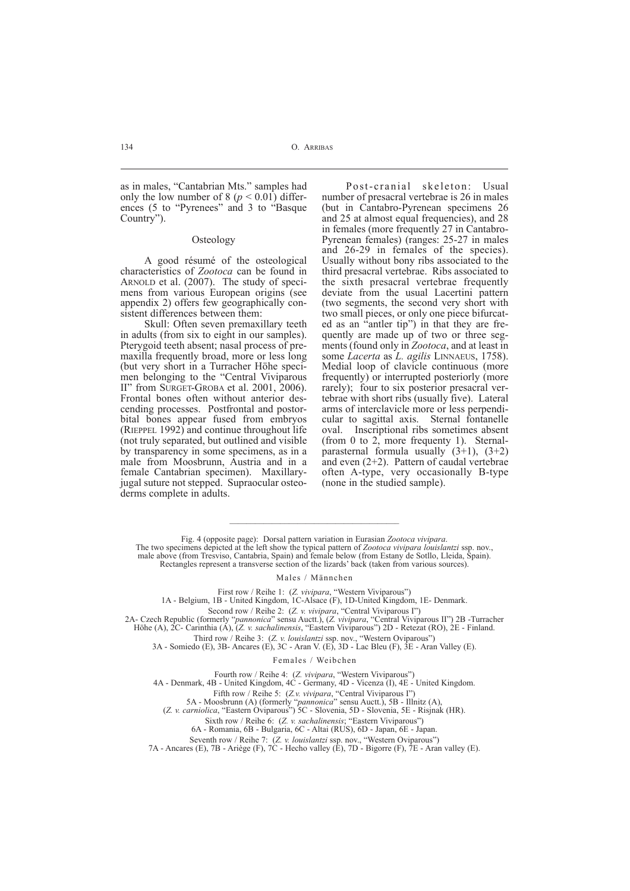as in males, "Cantabrian Mts." samples had only the low number of 8 ($p < 0.01$) differences (5 to "Pyrenees" and 3 to "Basque Country").

### Osteology

A good résumé of the osteological characteristics of *Zootoca* can be found in ARNOLD et al. (2007). The study of specimens from various European origins (see appendix 2) offers few geographically consistent differences between them:

Skull: Often seven premaxillary teeth in adults (from six to eight in our samples). Pterygoid teeth absent; nasal process of premaxilla frequently broad, more or less long (but very short in a Turracher Höhe specimen belonging to the "Central Viviparous II" from SURGET-GROBA et al. 2001, 2006). Frontal bones often without anterior descending processes. Postfrontal and postorbital bones appear fused from embryos (RIEPPEL 1992) and continue throughout life (not truly separated, but outlined and visible by transparency in some specimens, as in a male from Moosbrunn, Austria and in a female Cantabrian specimen). Maxillary-jugal suture not stepped. Supraocular osteoderms complete in adults.

Post-cranial skeleton: Usual number of presacral vertebrae is 26 in males (but in Cantabro-Pyrenean specimens 26 and 25 at almost equal frequencies), and 28 in females (more frequently 27 in Cantabro-Pyrenean females) (ranges: 25-27 in males and 26-29 in females of the species). Usually without bony ribs associated to the third presacral vertebrae. Ribs associated to the sixth presacral vertebrae frequently deviate from the usual Lacertini pattern (two segments, the second very short with two small pieces, or only one piece bifurcated as an "antler tip") in that they are frequently are made up of two or three segments (found only in *Zootoca*, and at least in some *Lacerta* as *L. agilis* LINNAEUS, 1758). Medial loop of clavicle continuous (more frequently) or interrupted posteriorly (more rarely); four to six posterior presacral vertebrae with short ribs (usually five). Lateral arms of interclavicle more or less perpendicular to sagittal axis. Sternal fontanelle oval. Inscriptional ribs sometimes absent (from 0 to 2, more frequenty 1). Sternal-parasternal formula usually (3+1), (3+2) and even (2+2). Pattern of caudal vertebrae often A-type, very occasionally B-type (none in the studied sample).

---

Fig. 4 (opposite page): Dorsal pattern variation in Eurasian *Zootoca vivipara*.
The two specimens depicted at the left show the typical pattern of *Zootoca vivipara louislantzi* ssp. nov., male above (from Tresviso, Cantabria, Spain) and female below (from Estany de Sotllo, Lleida, Spain). Rectangles represent a transverse section of the lizards' back (taken from various sources).

Males / Männchen

First row / Reihe 1: (*Z. vivipara*, "Western Viviparous")
1A - Belgium, 1B - United Kingdom, 1C-Alsace (F), 1D-United Kingdom, 1E- Denmark.

Second row / Reihe 2: (*Z. v. vivipara*, "Central Viviparous I")
2A- Czech Republic (formerly "*pannonica*" sensu Auctt.), (*Z. vivipara*, "Central Viviparous II") 2B -Turracher Höhe (A), 2C- Carinthia (A), (*Z. v. sachalinensis*, "Eastern Viviparous") 2D - Retezat (RO), 2E - Finland.

Third row / Reihe 3: (*Z. v. louislantzi* ssp. nov., "Western Oviparous")
3A - Somiedo (E), 3B- Ancares (E), 3C - Aran V. (E), 3D - Lac Bleu (F), 3E - Aran Valley (E).

Females / Weibchen

Fourth row / Reihe 4: (*Z. vivipara*, "Western Viviparous")
4A - Denmark, 4B - United Kingdom, 4C - Germany, 4D - Vicenza (I), 4E - United Kingdom.

Fifth row / Reihe 5: (*Z.v. vivipara*, "Central Viviparous I")
5A - Moosbrunn (A) (formerly "*pannonica*" sensu Auctt.), 5B - Illnitz (A), (*Z. v. carniolica*, "Eastern Oviparous") 5C - Slovenia, 5D - Slovenia, 5E - Risjnak (HR).

Sixth row / Reihe 6: (*Z. v. sachalinensis*; "Eastern Viviparous")
6A - Romania, 6B - Bulgaria, 6C - Altai (RUS), 6D - Japan, 6E - Japan.

Seventh row / Reihe 7: (*Z. v. louislantzi* ssp. nov., "Western Oviparous")
7A - Ancares (E), 7B - Ariège (F), 7C - Hecho valley (E), 7D - Bigorre (F), 7E - Aran valley (E).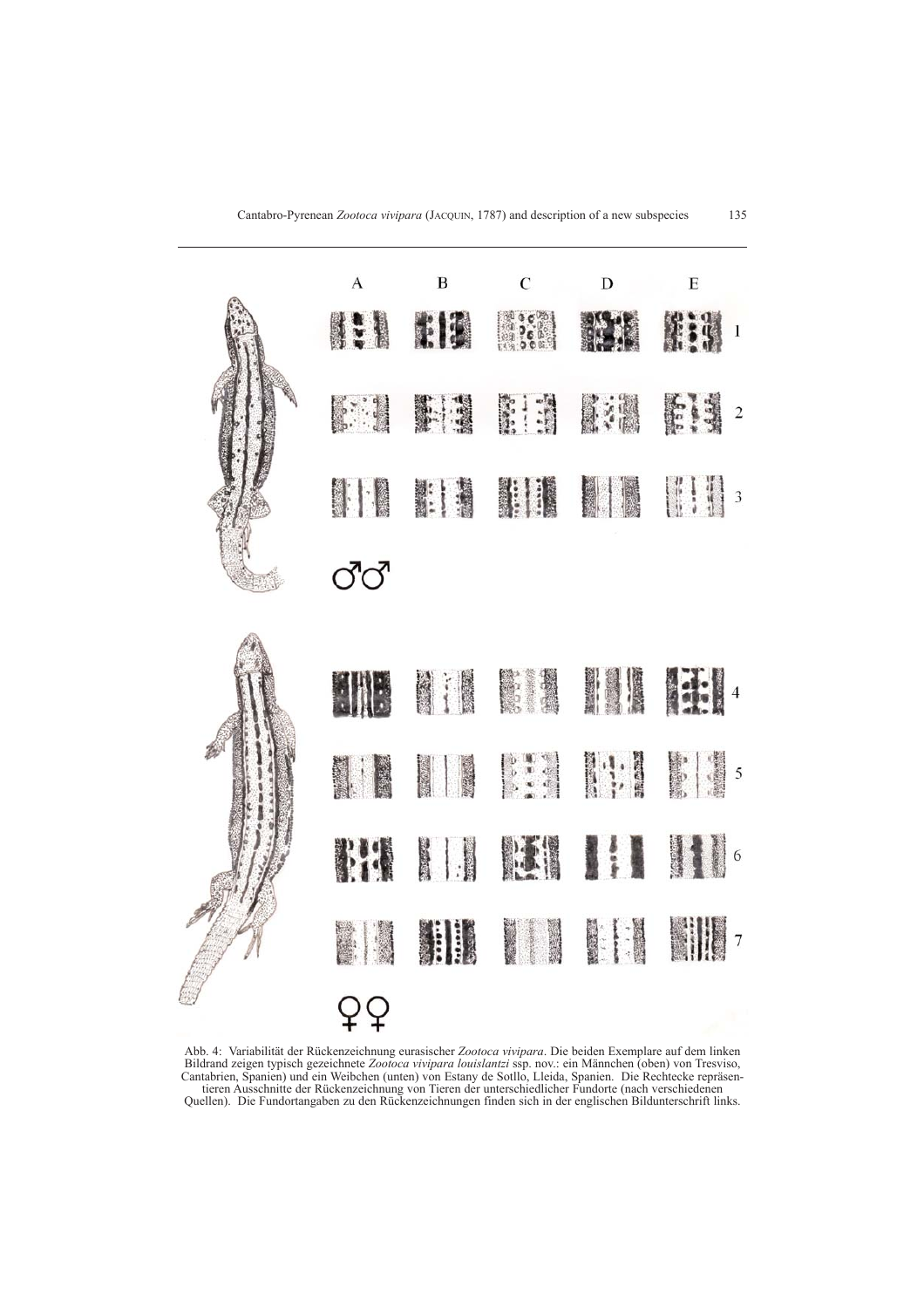Abb. 4: Variabilität der Rückenzeichnung eurasischer *Zootoca vivipara*. Die beiden Exemplare auf dem linken Bildrand zeigen typisch gezeichnete *Zootoca vivipara louislantzi* ssp. nov.: ein Männchen (oben) von Tresviso, Cantabrien, Spanien) und ein Weibchen (unten) von Estany de Sotllo, Lleida, Spanien. Die Rechtecke repräsentieren Ausschnitte der Rückenzeichnung von Tieren der unterschiedlicher Fundorte (nach verschiedenen Quellen). Die Fundortangaben zu den Rückenzeichnungen finden sich in der englischen Bildunterschrift links.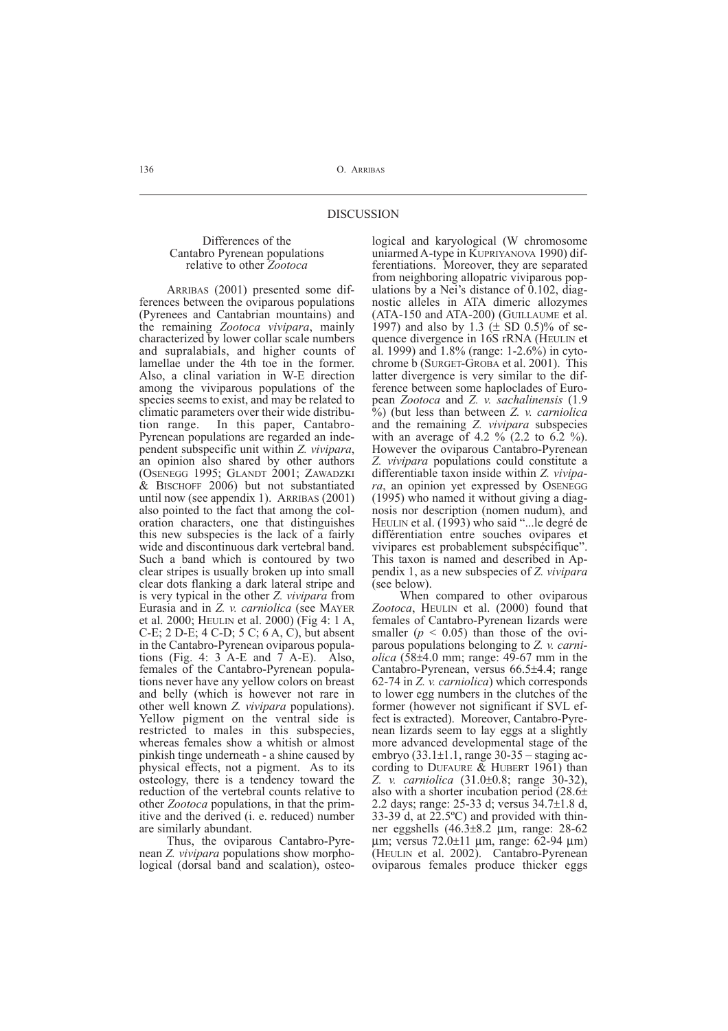## DISCUSSION

### Differences of the Cantabro Pyrenean populations relative to other *Zootoca*

ARRIBAS (2001) presented some differences between the oviparous populations (Pyrenees and Cantabrian mountains) and the remaining *Zootoca vivipara*, mainly characterized by lower collar scale numbers and supralabials, and higher counts of lamellae under the 4th toe in the former. Also, a clinal variation in W-E direction among the viviparous populations of the species seems to exist, and may be related to climatic parameters over their wide distribution range. In this paper, Cantabro-Pyrenean populations are regarded an independent subspecific unit within *Z. vivipara*, an opinion also shared by other authors (OSENEGG 1995; GLANDT 2001; ZAWADZKI & BISCHOFF 2006) but not substantiated until now (see appendix 1). ARRIBAS (2001) also pointed to the fact that among the coloration characters, one that distinguishes this new subspecies is the lack of a fairly wide and discontinuous dark vertebral band. Such a band which is contoured by two clear stripes is usually broken up into small clear dots flanking a dark lateral stripe and is very typical in the other *Z. vivipara* from Eurasia and in *Z. v. carniolica* (see MAYER et al. 2000; HEULIN et al. 2000) (Fig 4: 1 A, C-E; 2 D-E; 4 C-D; 5 C; 6 A, C), but absent in the Cantabro-Pyrenean oviparous populations (Fig. 4: 3 A-E and 7 A-E). Also, females of the Cantabro-Pyrenean populations never have any yellow colors on breast and belly (which is however not rare in other well known *Z. vivipara* populations). Yellow pigment on the ventral side is restricted to males in this subspecies, whereas females show a whitish or almost pinkish tinge underneath - a shine caused by physical effects, not a pigment. As to its osteology, there is a tendency toward the reduction of the vertebral counts relative to other *Zootoca* populations, in that the primitive and the derived (i. e. reduced) number are similarly abundant.

Thus, the oviparous Cantabro-Pyrenean *Z. vivipara* populations show morphological (dorsal band and scalation), osteological and karyological (W chromosome uniarmed A-type in KUPRIYANOVA 1990) differentiations. Moreover, they are separated from neighboring allopatric viviparous populations by a Nei's distance of 0.102, diagnostic alleles in ATA dimeric allozymes (ATA-150 and ATA-200) (GUILLAUME et al. 1997) and also by 1.3 (± SD 0.5)% of sequence divergence in 16S rRNA (HEULIN et al. 1999) and 1.8% (range: 1-2.6%) in cytochrome b (SURGET-GROBA et al. 2001). This latter divergence is very similar to the difference between some haploclades of European *Zootoca* and *Z. v. sachalinensis* (1.9 %) (but less than between *Z. v. carniolica* and the remaining *Z. vivipara* subspecies with an average of 4.2 % (2.2 to 6.2 %). However the oviparous Cantabro-Pyrenean *Z. vivipara* populations could constitute a differentiable taxon inside within *Z. vivipara*, an opinion yet expressed by OSENEGG (1995) who named it without giving a diagnosis nor description (nomen nudum), and HEULIN et al. (1993) who said "...le degré de différentiation entre souches ovipares et vivipares est probablement subspécifique". This taxon is named and described in Appendix 1, as a new subspecies of *Z. vivipara* (see below).

When compared to other oviparous *Zootoca*, HEULIN et al. (2000) found that females of Cantabro-Pyrenean lizards were smaller ($p < 0.05$) than those of the oviparous populations belonging to *Z. v. carniolica* (58±4.0 mm; range: 49-67 mm in the Cantabro-Pyrenean, versus 66.5±4.4; range 62-74 in *Z. v. carniolica*) which corresponds to lower egg numbers in the clutches of the former (however not significant if SVL effect is extracted). Moreover, Cantabro-Pyrenean lizards seem to lay eggs at a slightly more advanced developmental stage of the embryo (33.1±1.1, range 30-35 – staging according to DUFAURE & HUBERT 1961) than *Z. v. carniolica* (31.0±0.8; range 30-32), also with a shorter incubation period (28.6± 2.2 days; range: 25-33 d; versus 34.7±1.8 d, 33-39 d, at 22.5ºC) and provided with thinner eggshells (46.3±8.2 µm, range: 28-62 µm; versus 72.0±11 µm, range: 62-94 µm) (HEULIN et al. 2002). Cantabro-Pyrenean oviparous females produce thicker eggs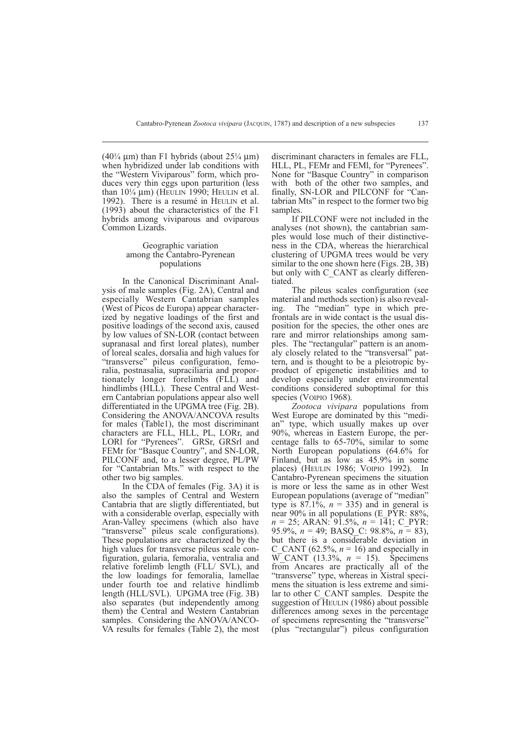(40¼ µm) than F1 hybrids (about 25¼ µm) when hybridized under lab conditions with the "Western Viviparous" form, which produces very thin eggs upon parturition (less than 10¼ µm) (HEULIN 1990; HEULIN et al. 1992). There is a resumé in HEULIN et al. (1993) about the characteristics of the F1 hybrids among viviparous and oviparous Common Lizards.

### Geographic variation among the Cantabro-Pyrenean populations

In the Canonical Discriminant Analysis of male samples (Fig. 2A), Central and especially Western Cantabrian samples (West of Picos de Europa) appear characterized by negative loadings of the first and positive loadings of the second axis, caused by low values of SN-LOR (contact between supranasal and first loreal plates), number of loreal scales, dorsalia and high values for "transverse" pileus configuration, femoralia, postnasalia, supraciliaria and proportionately longer forelimbs (FLL) and hindlimbs (HLL). These Central and Western Cantabrian populations appear also well differentiated in the UPGMA tree (Fig. 2B). Considering the ANOVA/ANCOVA results for males (Table1), the most discriminant characters are FLL, HLL, PL, LORr, and LORl for "Pyrenees". GRSr, GRSrl and FEMr for "Basque Country", and SN-LOR, PILCONF and, to a lesser degree, PL/PW for "Cantabrian Mts." with respect to the other two big samples.

In the CDA of females (Fig. 3A) it is also the samples of Central and Western Cantabria that are sligtly differentiated, but with a considerable overlap, especially with Aran-Valley specimens (which also have "transverse" pileus scale configurations). These populations are characterized by the high values for transverse pileus scale configuration, gularia, femoralia, ventralia and relative forelimb length (FLL/ SVL), and the low loadings for femoralia, lamellae under fourth toe and relative hindlimb length (HLL/SVL). UPGMA tree (Fig. 3B) also separates (but independently among them) the Central and Western Cantabrian samples. Considering the ANOVA/ANCOVA results for females (Table 2), the most discriminant characters in females are FLL, HLL, PL, FEMr and FEMl, for "Pyrenees". None for "Basque Country" in comparison with both of the other two samples, and finally, SN-LOR and PILCONF for "Cantabrian Mts" in respect to the former two big samples.

If PILCONF were not included in the analyses (not shown), the cantabrian samples would lose much of their distinctiveness in the CDA, whereas the hierarchical clustering of UPGMA trees would be very similar to the one shown here (Figs. 2B, 3B) but only with C_CANT as clearly differentiated.

The pileus scales configuration (see material and methods section) is also revealing. The "median" type in which prefrontals are in wide contact is the usual disposition for the species, the other ones are rare and mirror relationships among samples. The "rectangular" pattern is an anomaly closely related to the "transversal" pattern, and is thought to be a pleiotropic byproduct of epigenetic instabilities and to develop especially under environmental conditions considered suboptimal for this species (VOIPIO 1968).

*Zootoca vivipara* populations from West Europe are dominated by this "median" type, which usually makes up over 90%, whereas in Eastern Europe, the percentage falls to 65-70%, similar to some North European populations (64.6% for Finland, but as low as 45.9% in some places) (HEULIN 1986; VOIPIO 1992). In Cantabro-Pyrenean specimens the situation is more or less the same as in other West European populations (average of "median" type is 87.1%, $n$ = 335) and in general is near 90% in all populations (E_PYR: 88%, $n$ = 25; ARAN: 91.5%, $n$ = 141; C_PYR: 95.9%, $n$ = 49; BASQ_C: 98.8%, $n$ = 83), but there is a considerable deviation in C_CANT (62.5%, $n$ = 16) and especially in W_CANT (13.3%, $n$ = 15). Specimens from Ancares are practically all of the "transverse" type, whereas in Xistral specimens the situation is less extreme and similar to other C_CANT samples. Despite the suggestion of HEULIN (1986) about possible differences among sexes in the percentage of specimens representing the "transverse" (plus "rectangular") pileus configuration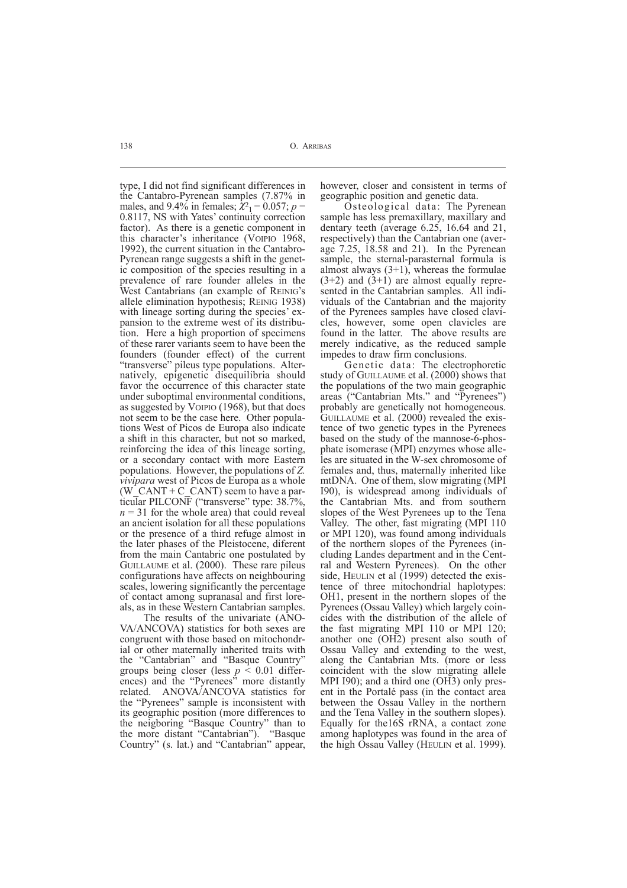type, I did not find significant differences in the Cantabro-Pyrenean samples (7.87% in males, and 9.4% in females; $\chi^2_1 = 0.057$; $p = 0.8117$, NS with Yates' continuity correction factor). As there is a genetic component in this character's inheritance (VOIPIO 1968, 1992), the current situation in the Cantabro-Pyrenean range suggests a shift in the genetic composition of the species resulting in a prevalence of rare founder alleles in the West Cantabrians (an example of REINIG's allele elimination hypothesis; REINIG 1938) with lineage sorting during the species' expansion to the extreme west of its distribution. Here a high proportion of specimens of these rarer variants seem to have been the founders (founder effect) of the current "transverse" pileus type populations. Alternatively, epigenetic disequilibria should favor the occurrence of this character state under suboptimal environmental conditions, as suggested by VOIPIO (1968), but that does not seem to be the case here. Other populations West of Picos de Europa also indicate a shift in this character, but not so marked, reinforcing the idea of this lineage sorting, or a secondary contact with more Eastern populations. However, the populations of *Z. vivipara* west of Picos de Europa as a whole (W_CANT + C_CANT) seem to have a particular PILCONF ("transverse" type: 38.7%, $n = 31$ for the whole area) that could reveal an ancient isolation for all these populations or the presence of a third refuge almost in the later phases of the Pleistocene, diferent from the main Cantabric one postulated by GUILLAUME et al. (2000). These rare pileus configurations have affects on neighbouring scales, lowering significantly the percentage of contact among supranasal and first loreals, as in these Western Cantabrian samples.

The results of the univariate (ANOVA/ANCOVA) statistics for both sexes are congruent with those based on mitochondrial or other maternally inherited traits with the "Cantabrian" and "Basque Country" groups being closer (less $p < 0.01$ differences) and the "Pyrenees" more distantly related. ANOVA/ANCOVA statistics for the "Pyrenees" sample is inconsistent with its geographic position (more differences to the neigboring "Basque Country" than to the more distant "Cantabrian"). "Basque Country" (s. lat.) and "Cantabrian" appear, however, closer and consistent in terms of geographic position and genetic data.

Osteological data: The Pyrenean sample has less premaxillary, maxillary and dentary teeth (average 6.25, 16.64 and 21, respectively) than the Cantabrian one (average 7.25, 18.58 and 21). In the Pyrenean sample, the sternal-parasternal formula is almost always (3+1), whereas the formulae (3+2) and (3+1) are almost equally represented in the Cantabrian samples. All individuals of the Cantabrian and the majority of the Pyrenees samples have closed clavicles, however, some open clavicles are found in the latter. The above results are merely indicative, as the reduced sample impedes to draw firm conclusions.

Genetic data: The electrophoretic study of GUILLAUME et al. (2000) shows that the populations of the two main geographic areas ("Cantabrian Mts." and "Pyrenees") probably are genetically not homogeneous. GUILLAUME et al. (2000) revealed the existence of two genetic types in the Pyrenees based on the study of the mannose-6-phosphate isomerase (MPI) enzymes whose alleles are situated in the W-sex chromosome of females and, thus, maternally inherited like mtDNA. One of them, slow migrating (MPI I90), is widespread among individuals of the Cantabrian Mts. and from southern slopes of the West Pyrenees up to the Tena Valley. The other, fast migrating (MPI 110 or MPI 120), was found among individuals of the northern slopes of the Pyrenees (including Landes department and in the Central and Western Pyrenees). On the other side, HEULIN et al (1999) detected the existence of three mitochondrial haplotypes: OH1, present in the northern slopes of the Pyrenees (Ossau Valley) which largely coincides with the distribution of the allele of the fast migrating MPI 110 or MPI 120; another one (OH2) present also south of Ossau Valley and extending to the west, along the Cantabrian Mts. (more or less coincident with the slow migrating allele MPI I90); and a third one (OH3) only present in the Portalé pass (in the contact area between the Ossau Valley in the northern and the Tena Valley in the southern slopes). Equally for the16S rRNA, a contact zone among haplotypes was found in the area of the high Ossau Valley (HEULIN et al. 1999).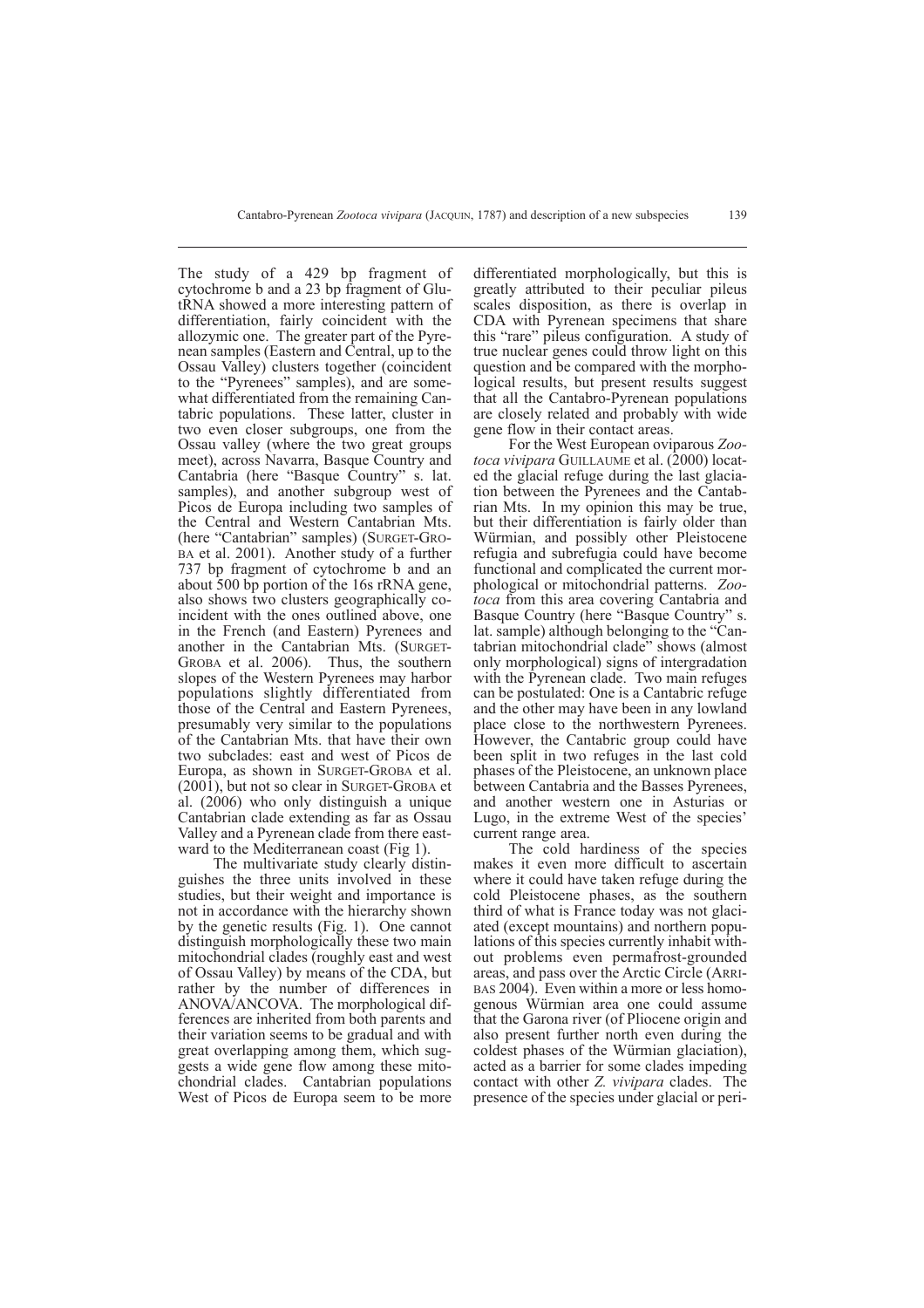The study of a 429 bp fragment of cytochrome b and a 23 bp fragment of Glu-tRNA showed a more interesting pattern of differentiation, fairly coincident with the allozymic one. The greater part of the Pyrenean samples (Eastern and Central, up to the Ossau Valley) clusters together (coincident to the "Pyrenees" samples), and are somewhat differentiated from the remaining Cantabric populations. These latter, cluster in two even closer subgroups, one from the Ossau valley (where the two great groups meet), across Navarra, Basque Country and Cantabria (here "Basque Country" s. lat. samples), and another subgroup west of Picos de Europa including two samples of the Central and Western Cantabrian Mts. (here "Cantabrian" samples) (SURGET-GROBA et al. 2001). Another study of a further 737 bp fragment of cytochrome b and an about 500 bp portion of the 16s rRNA gene, also shows two clusters geographically coincident with the ones outlined above, one in the French (and Eastern) Pyrenees and another in the Cantabrian Mts. (SURGET-GROBA et al. 2006). Thus, the southern slopes of the Western Pyrenees may harbor populations slightly differentiated from those of the Central and Eastern Pyrenees, presumably very similar to the populations of the Cantabrian Mts. that have their own two subclades: east and west of Picos de Europa, as shown in SURGET-GROBA et al. (2001), but not so clear in SURGET-GROBA et al. (2006) who only distinguish a unique Cantabrian clade extending as far as Ossau Valley and a Pyrenean clade from there eastward to the Mediterranean coast (Fig 1).

The multivariate study clearly distinguishes the three units involved in these studies, but their weight and importance is not in accordance with the hierarchy shown by the genetic results (Fig. 1). One cannot distinguish morphologically these two main mitochondrial clades (roughly east and west of Ossau Valley) by means of the CDA, but rather by the number of differences in ANOVA/ANCOVA. The morphological differences are inherited from both parents and their variation seems to be gradual and with great overlapping among them, which suggests a wide gene flow among these mitochondrial clades. Cantabrian populations West of Picos de Europa seem to be more differentiated morphologically, but this is greatly attributed to their peculiar pileus scales disposition, as there is overlap in CDA with Pyrenean specimens that share this "rare" pileus configuration. A study of true nuclear genes could throw light on this question and be compared with the morphological results, but present results suggest that all the Cantabro-Pyrenean populations are closely related and probably with wide gene flow in their contact areas.

For the West European oviparous *Zootoca vivipara* GUILLAUME et al. (2000) located the glacial refuge during the last glaciation between the Pyrenees and the Cantabrian Mts. In my opinion this may be true, but their differentiation is fairly older than Würmian, and possibly other Pleistocene refugia and subrefugia could have become functional and complicated the current morphological or mitochondrial patterns. *Zootoca* from this area covering Cantabria and Basque Country (here "Basque Country" s. lat. sample) although belonging to the "Cantabrian mitochondrial clade" shows (almost only morphological) signs of intergradation with the Pyrenean clade. Two main refuges can be postulated: One is a Cantabric refuge and the other may have been in any lowland place close to the northwestern Pyrenees. However, the Cantabric group could have been split in two refuges in the last cold phases of the Pleistocene, an unknown place between Cantabria and the Basses Pyrenees, and another western one in Asturias or Lugo, in the extreme West of the species' current range area.

The cold hardiness of the species makes it even more difficult to ascertain where it could have taken refuge during the cold Pleistocene phases, as the southern third of what is France today was not glaciated (except mountains) and northern populations of this species currently inhabit without problems even permafrost-grounded areas, and pass over the Arctic Circle (ARRIBAS 2004). Even within a more or less homogenous Würmian area one could assume that the Garona river (of Pliocene origin and also present further north even during the coldest phases of the Würmian glaciation), acted as a barrier for some clades impeding contact with other *Z. vivipara* clades. The presence of the species under glacial or peri-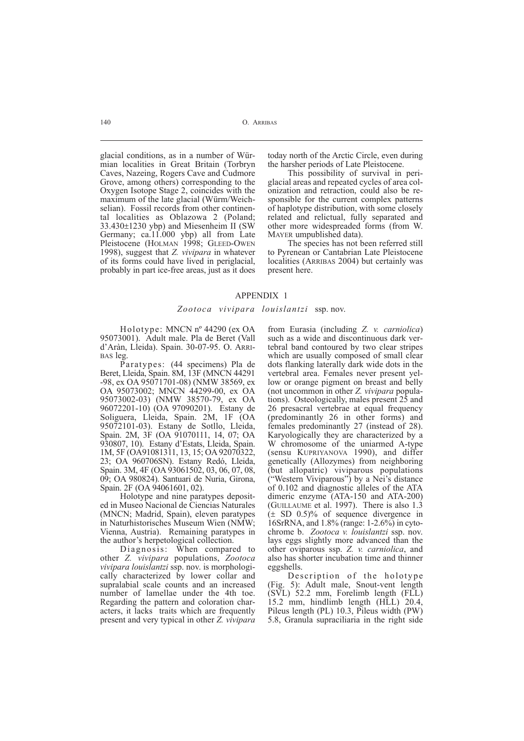glacial conditions, as in a number of Würmian localities in Great Britain (Torbryn Caves, Nazeing, Rogers Cave and Cudmore Grove, among others) corresponding to the Oxygen Isotope Stage 2, coincides with the maximum of the late glacial (Würm/Weichselian). Fossil records from other continental localities as Oblazowa 2 (Poland; 33.430±1230 ybp) and Miesenheim II (SW Germany; ca.11.000 ybp) all from Late Pleistocene (HOLMAN 1998; GLEED-OWEN 1998), suggest that *Z. vivipara* in whatever of its forms could have lived in periglacial, probably in part ice-free areas, just as it does today north of the Arctic Circle, even during the harsher periods of Late Pleistocene.

This possibility of survival in periglacial areas and repeated cycles of area colonization and retraction, could also be responsible for the current complex patterns of haplotype distribution, with some closely related and relictual, fully separated and other more widespreaded forms (from W. MAYER unpublished data).

The species has not been referred still to Pyrenean or Cantabrian Late Pleistocene localities (ARRIBAS 2004) but certainly was present here.

## APPENDIX 1

### *Zootoca vivipara louislantzi* ssp. nov.

Holotype: MNCN nº 44290 (ex OA 95073001). Adult male. Pla de Beret (Vall d'Aràn, Lleida). Spain. 30-07-95. O. ARRIBAS leg.

Paratypes: (44 specimens) Pla de Beret, Lleida, Spain. 8M, 13F (MNCN 44291 -98, ex OA 95071701-08) (NMW 38569, ex OA 95073002; MNCN 44299-00, ex OA 95073002-03) (NMW 38570-79, ex OA 96072201-10) (OA 97090201). Estany de Soliguera, Lleida, Spain. 2M, 1F (OA 95072101-03). Estany de Sotllo, Lleida, Spain. 2M, 3F (OA 91070111, 14, 07; OA 930807, 10). Estany d'Estats, Lleida, Spain. 1M, 5F (OA91081311, 13, 15; OA 92070322, 23; OA 960706SN). Estany Redó, Lleida, Spain. 3M, 4F (OA 93061502, 03, 06, 07, 08, 09; OA 980824). Santuari de Nuria, Girona, Spain. 2F (OA 94061601, 02).

Holotype and nine paratypes deposited in Museo Nacional de Ciencias Naturales (MNCN; Madrid, Spain), eleven paratypes in Naturhistorisches Museum Wien (NMW; Vienna, Austria). Remaining paratypes in the author's herpetological collection.

Diagnosis: When compared to other *Z. vivipara* populations, *Zootoca vivipara louislantzi* ssp. nov. is morphologically characterized by lower collar and supralabial scale counts and an increased number of lamellae under the 4th toe. Regarding the pattern and coloration characters, it lacks traits which are frequently present and very typical in other *Z. vivipara* from Eurasia (including *Z. v. carniolica*) such as a wide and discontinuous dark vertebral band contoured by two clear stripes which are usually composed of small clear dots flanking laterally dark wide dots in the vertebral area. Females never present yellow or orange pigment on breast and belly (not uncommon in other *Z. vivipara* populations). Osteologically, males present 25 and 26 presacral vertebrae at equal frequency (predominantly 26 in other forms) and females predominantly 27 (instead of 28). Karyologically they are characterized by a W chromosome of the uniarmed A-type (sensu KUPRIYANOVA 1990), and differ genetically (Allozymes) from neighboring (but allopatric) viviparous populations ("Western Viviparous") by a Nei's distance of 0.102 and diagnostic alleles of the ATA dimeric enzyme (ATA-150 and ATA-200) (GUILLAUME et al. 1997). There is also 1.3 (± SD 0.5)% of sequence divergence in 16SrRNA, and 1.8% (range: 1-2.6%) in cytochrome b. *Zootoca v. louislantzi* ssp. nov. lays eggs slightly more advanced than the other oviparous ssp. *Z. v. carniolica*, and also has shorter incubation time and thinner eggshells.

Description of the holotype (Fig. 5): Adult male, Snout-vent length (SVL) 52.2 mm, Forelimb length (FLL) 15.2 mm, hindlimb length (HLL) 20.4, Pileus length (PL) 10.3, Pileus width (PW) 5.8, Granula supraciliaria in the right side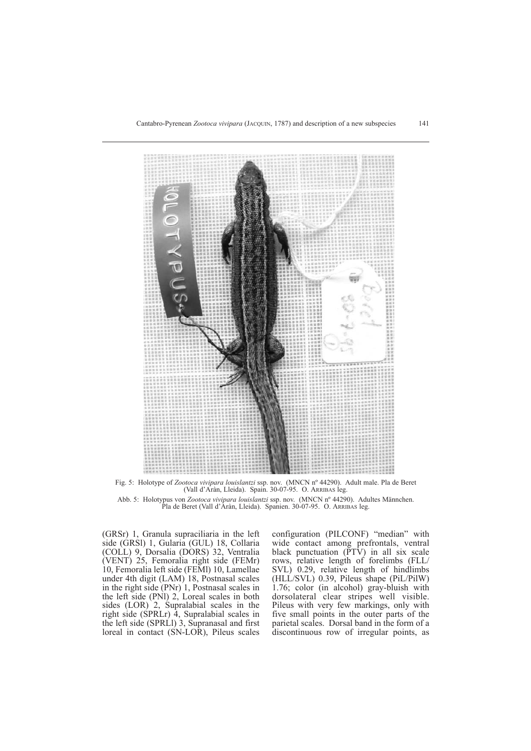Fig. 5: Holotype of *Zootoca vivipara louislantzi* ssp. nov. (MNCN nº 44290). Adult male. Pla de Beret (Vall d'Aràn, Lleida). Spain. 30-07-95. O. ARRIBAS leg.

Abb. 5: Holotypus von *Zootoca vivipara louislantzi* ssp. nov. (MNCN nº 44290). Adultes Männchen. Pla de Beret (Vall d'Aràn, Lleida). Spanien. 30-07-95. O. ARRIBAS leg.

(GRSr) 1, Granula supraciliaria in the left side (GRSl) 1, Gularia (GUL) 18, Collaria (COLL) 9, Dorsalia (DORS) 32, Ventralia (VENT) 25, Femoralia right side (FEMr) 10, Femoralia left side (FEMl) 10, Lamellae under 4th digit (LAM) 18, Postnasal scales in the right side (PNr) 1, Postnasal scales in the left side (PNl) 2, Loreal scales in both sides (LOR) 2, Supralabial scales in the right side (SPRLr) 4, Supralabial scales in the left side (SPRLl) 3, Supranasal and first loreal in contact (SN-LOR), Pileus scales configuration (PILCONF) "median" with wide contact among prefrontals, ventral black punctuation (PTV) in all six scale rows, relative length of forelimbs (FLL/SVL) 0.29, relative length of hindlimbs (HLL/SVL) 0.39, Pileus shape (PiL/PilW) 1.76; color (in alcohol) gray-bluish with dorsolateral clear stripes well visible. Pileus with very few markings, only with five small points in the outer parts of the parietal scales. Dorsal band in the form of a discontinuous row of irregular points, as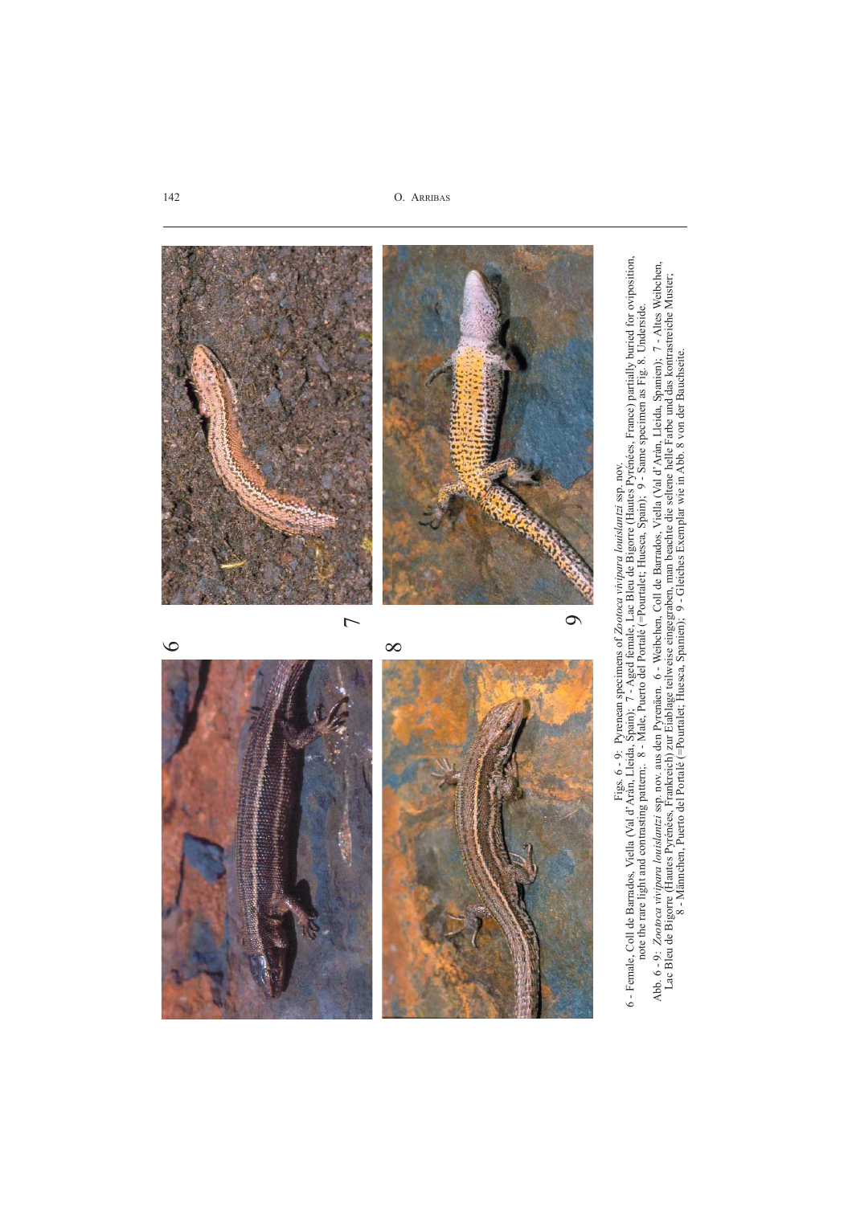Figs. 6 -9: Pyrenean specimens of *Zootoca vivipara louislantzi* ssp. nov.

6 - Female, Coll de Barrados, Viella (Val d'Arán, Lleida, Spain); 7 - Aged female, Lac Bleu de Bigorre (Hautes Pyrénées, France) partially buried for oviposition, note the rare light and contrasting pattern; 8 - Male, Puerto del Portalé (=Pourtalet; Huesca, Spain); 9 - Same specimen as Fig. 8. Underside.

Abb. 6 - 9: *Zootoca vivipara louislantzi* ssp. nov. aus den Pyrenäen. 6 - Weibchen, Coll de Barrados, Viella (Val d'Arán, Lleida, Spanien); 7 - Altes Weibchen, Lac Bleu de Bigorre (Hautes Pyrénées, Frankreich) zur Eiablage teilweise eingegraben, man beachte die seltene helle Farbe und das kontrastreiche Muster; 8 - Männchen, Puerto del Portalé (=Pourtalet; Huesca, Spanien); 9 - Gleiches Exemplar wie in Abb. 8 von der Bauchseite.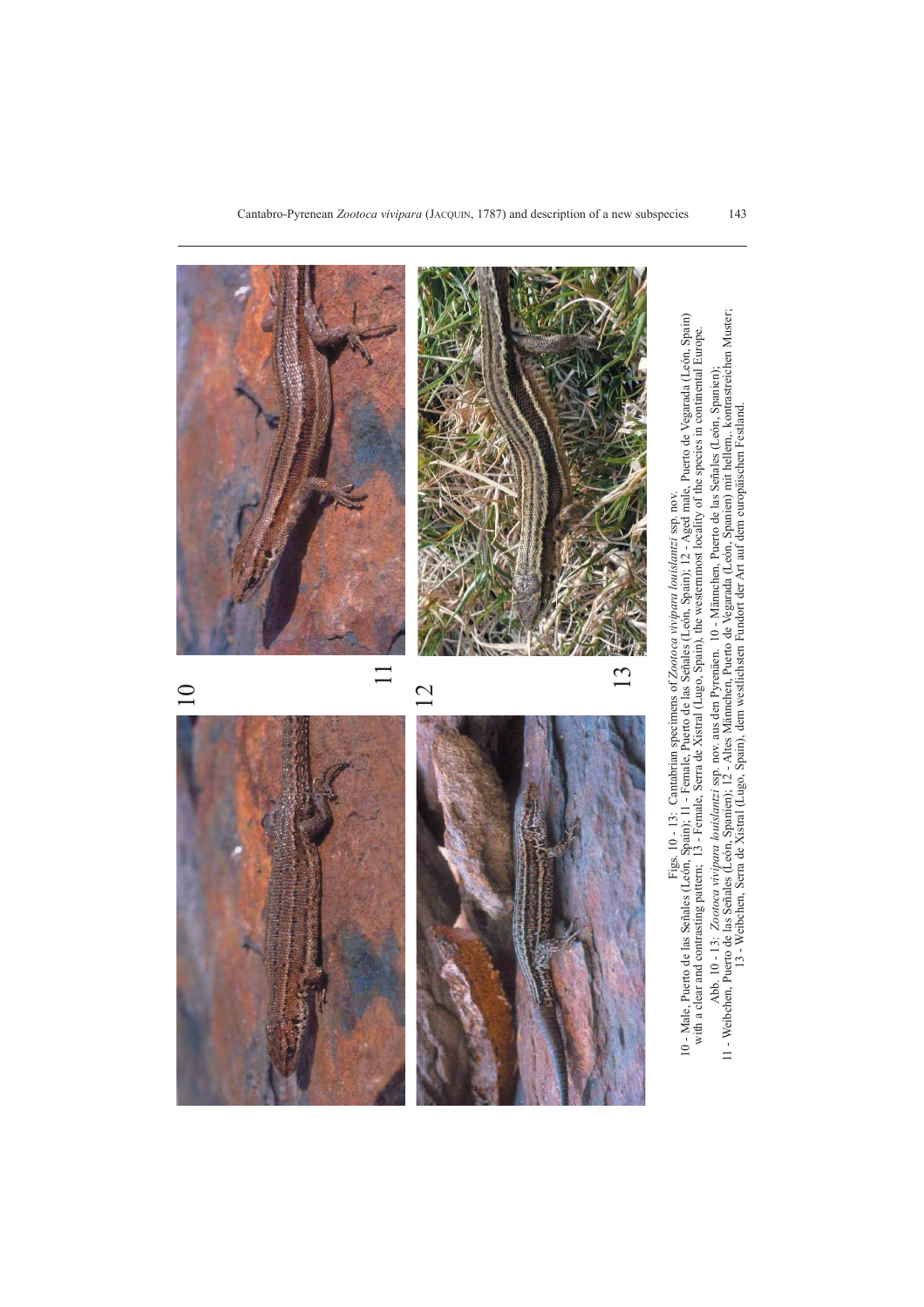Figs. 10 - 13: Cantabrian specimens of *Zootoca vivipara louislantzi* ssp. nov.
10 - Male, Puerto de las Señales (León, Spain); 11 - Female, Puerto de las Señales (León, Spain); 12 - Aged male, Puerto de Vegarada (León, Spain) with a clear and contrasting pattern; 13 - Female, Serra de Xistral (Lugo, Spain), the westernmost locality of the species in continental Europe.

Abb. 10 - 13: *Zootoca vivipara louislantzi* ssp. nov. aus den Pyrenäen. 10 - Männchen, Puerto de las Señales (León, Spanien);
11 - Weibchen, Puerto de las Señales (León, Spanien); 12 - Altes Männchen, Puerto de Vegarada (León, Spanien) mit hellem, kontrastreichen Muster;
13 - Weibchen, Serra de Xistral (Lugo, Spain), dem westlichsten Fundort der Art auf dem europäischen Festland.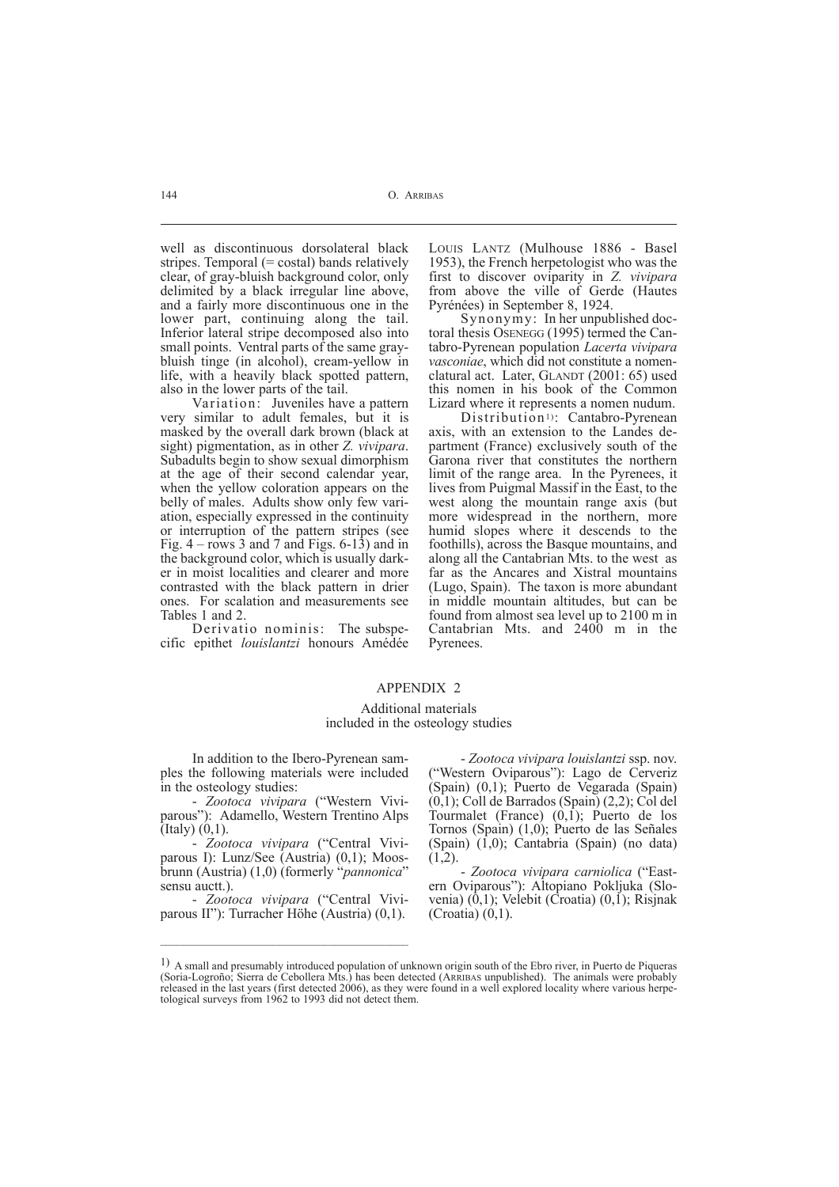well as discontinuous dorsolateral black stripes. Temporal (= costal) bands relatively clear, of gray-bluish background color, only delimited by a black irregular line above, and a fairly more discontinuous one in the lower part, continuing along the tail. Inferior lateral stripe decomposed also into small points. Ventral parts of the same gray-bluish tinge (in alcohol), cream-yellow in life, with a heavily black spotted pattern, also in the lower parts of the tail.

Variation: Juveniles have a pattern very similar to adult females, but it is masked by the overall dark brown (black at sight) pigmentation, as in other *Z. vivipara*. Subadults begin to show sexual dimorphism at the age of their second calendar year, when the yellow coloration appears on the belly of males. Adults show only few variation, especially expressed in the continuity or interruption of the pattern stripes (see Fig. 4 – rows 3 and 7 and Figs. 6-13) and in the background color, which is usually darker in moist localities and clearer and more contrasted with the black pattern in drier ones. For scalation and measurements see Tables 1 and 2.

Derivatio nominis: The subspecific epithet *louislantzi* honours Amédée Louis Lantz (Mulhouse 1886 - Basel 1953), the French herpetologist who was the first to discover oviparity in *Z. vivipara* from above the ville of Gerde (Hautes Pyrénées) in September 8, 1924.

Synonymy: In her unpublished doctoral thesis Osenegg (1995) termed the Cantabro-Pyrenean population *Lacerta vivipara vasconiae*, which did not constitute a nomenclatural act. Later, Glandt (2001: 65) used this nomen in his book of the Common Lizard where it represents a nomen nudum.

Distribution[1]: Cantabro-Pyrenean axis, with an extension to the Landes department (France) exclusively south of the Garona river that constitutes the northern limit of the range area. In the Pyrenees, it lives from Puigmal Massif in the East, to the west along the mountain range axis (but more widespread in the northern, more humid slopes where it descends to the foothills), across the Basque mountains, and along all the Cantabrian Mts. to the west as far as the Ancares and Xistral mountains (Lugo, Spain). The taxon is more abundant in middle mountain altitudes, but can be found from almost sea level up to 2100 m in Cantabrian Mts. and 2400 m in the Pyrenees.

## APPENDIX 2

### Additional materials included in the osteology studies

In addition to the Ibero-Pyrenean samples the following materials were included in the osteology studies:

- *Zootoca vivipara* ("Western Viviparous"): Adamello, Western Trentino Alps (Italy) (0,1).

- *Zootoca vivipara* ("Central Viviparous I): Lunz/See (Austria) (0,1); Moosbrunn (Austria) (1,0) (formerly "*pannonica*" sensu auctt.).

- *Zootoca vivipara* ("Central Viviparous II"): Turracher Höhe (Austria) (0,1).

- *Zootoca vivipara louislantzi* ssp. nov. ("Western Oviparous"): Lago de Cerveriz (Spain) (0,1); Puerto de Vegarada (Spain) (0,1); Coll de Barrados (Spain) (2,2); Col del Tourmalet (France) (0,1); Puerto de los Tornos (Spain) (1,0); Puerto de las Señales (Spain) (1,0); Cantabria (Spain) (no data) (1,2).

- *Zootoca vivipara carniolica* ("Eastern Oviparous"): Altopiano Pokljuka (Slovenia) (0,1); Velebit (Croatia) (0,1); Risjnak (Croatia) (0,1).

---

[1] A small and presumably introduced population of unknown origin south of the Ebro river, in Puerto de Piqueras (Soria-Logroño; Sierra de Cebollera Mts.) has been detected (Arribas unpublished). The animals were probably released in the last years (first detected 2006), as they were found in a well explored locality where various herpetological surveys from 1962 to 1993 did not detect them.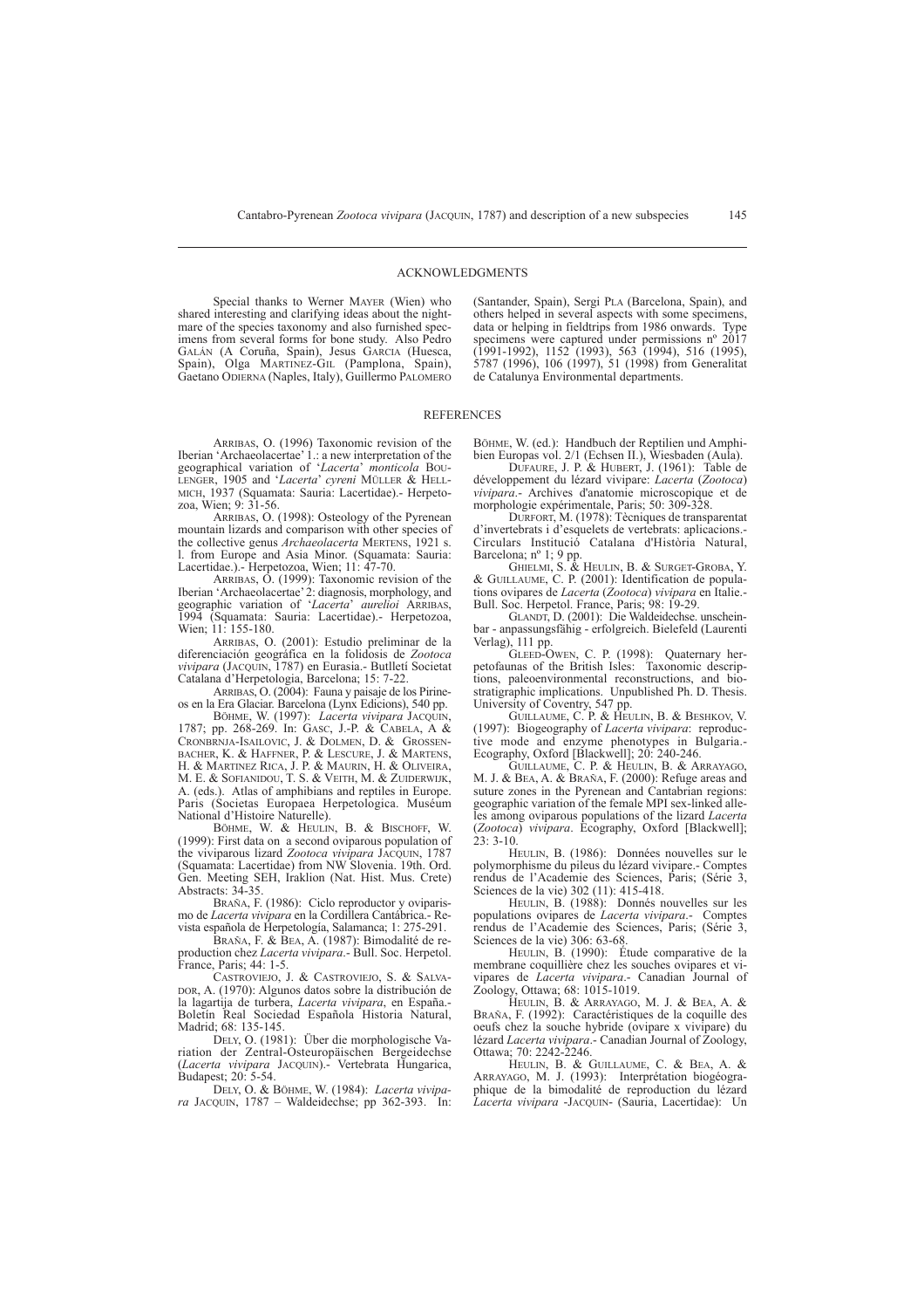## ACKNOWLEDGMENTS

Special thanks to Werner MAYER (Wien) who shared interesting and clarifying ideas about the nightmare of the species taxonomy and also furnished specimens from several forms for bone study. Also Pedro GALÁN (A Coruña, Spain), Jesus GARCIA (Huesca, Spain), Olga MARTINEZ-GIL (Pamplona, Spain), Gaetano ODIERNA (Naples, Italy), Guillermo PALOMERO (Santander, Spain), Sergi PLA (Barcelona, Spain), and others helped in several aspects with some specimens, data or helping in fieldtrips from 1986 onwards. Type specimens were captured under permissions nº 2017 (1991-1992), 1152 (1993), 563 (1994), 516 (1995), 5787 (1996), 106 (1997), 51 (1998) from Generalitat de Catalunya Environmental departments.

## REFERENCES

ARRIBAS, O. (1996) Taxonomic revision of the Iberian 'Archaeolacertae' 1.: a new interpretation of the geographical variation of '*Lacerta*' *monticola* BOULENGER, 1905 and '*Lacerta*' *cyreni* MÜLLER & HELLMICH, 1937 (Squamata: Sauria: Lacertidae).- Herpetozoa, Wien; 9: 31-56.

ARRIBAS, O. (1998): Osteology of the Pyrenean mountain lizards and comparison with other species of the collective genus *Archaeolacerta* MERTENS, 1921 s. l. from Europe and Asia Minor. (Squamata: Sauria: Lacertidae.).- Herpetozoa, Wien; 11: 47-70.

ARRIBAS, O. (1999): Taxonomic revision of the Iberian 'Archaeolacertae' 2: diagnosis, morphology, and geographic variation of '*Lacerta*' *aurelioi* ARRIBAS, 1994 (Squamata: Sauria: Lacertidae).- Herpetozoa, Wien; 11: 155-180.

ARRIBAS, O. (2001): Estudio preliminar de la diferenciación geográfica en la folidosis de *Zootoca vivipara* (JACQUIN, 1787) en Eurasia.- Butlletí Societat Catalana d'Herpetologia, Barcelona; 15: 7-22.

ARRIBAS, O. (2004): Fauna y paisaje de los Pirineos en la Era Glaciar. Barcelona (Lynx Edicions), 540 pp.

BÖHME, W. (1997): *Lacerta vivipara* JACQUIN, 1787; pp. 268-269. In: GASC, J.-P. & CABELA, A & CRONBRNJA-ISAILOVIC, J. & DOLMEN, D. & GROSSENBACHER, K. & HAFFNER, P. & LESCURE, J. & MARTENS, H. & MARTINEZ RICA, J. P. & MAURIN, H. & OLIVEIRA, M. E. & SOFIANIDOU, T. S. & VEITH, M. & ZUIDERWIJK, A. (eds.). Atlas of amphibians and reptiles in Europe. Paris (Societas Europaea Herpetologica. Muséum National d'Histoire Naturelle).

BÖHME, W. & HEULIN, B. & BISCHOFF, W. (1999): First data on a second oviparous population of the viviparous lizard *Zootoca vivipara* JACQUIN, 1787 (Squamata: Lacertidae) from NW Slovenia. 19th. Ord. Gen. Meeting SEH, Iraklion (Nat. Hist. Mus. Crete) Abstracts: 34-35.

BRAÑA, F. (1986): Ciclo reproductor y oviparismo de *Lacerta vivipara* en la Cordillera Cantábrica.- Revista española de Herpetología, Salamanca; 1: 275-291.

BRAÑA, F. & BEA, A. (1987): Bimodalité de reproduction chez *Lacerta vivipara*.- Bull. Soc. Herpetol. France, Paris; 44: 1-5.

CASTROVIEJO, J. & CASTROVIEJO, S. & SALVADOR, A. (1970): Algunos datos sobre la distribución de la lagartija de turbera, *Lacerta vivipara*, en España.- Boletín Real Sociedad Española Historia Natural, Madrid; 68: 135-145.

DELY, O. (1981): Über die morphologische Variation der Zentral-Osteuropäischen Bergeidechse (*Lacerta vivipara* JACQUIN).- Vertebrata Hungarica, Budapest; 20: 5-54.

DELY, O. & BÖHME, W. (1984): *Lacerta vivipara* JACQUIN, 1787 – Waldeidechse; pp 362-393. In: BÖHME, W. (ed.): Handbuch der Reptilien und Amphibien Europas vol. 2/1 (Echsen II.), Wiesbaden (Aula).

DUFAURE, J. P. & HUBERT, J. (1961): Table de développement du lézard vivipare: *Lacerta* (*Zootoca*) *vivipara*.- Archives d'anatomie microscopique et de morphologie expérimentale, Paris; 50: 309-328.

DURFORT, M. (1978): Tècniques de transparentat d'invertebrats i d'esquelets de vertebrats: aplicacions.- Circulars Institució Catalana d'Història Natural, Barcelona; nº 1; 9 pp.

GHIELMI, S. & HEULIN, B. & SURGET-GROBA, Y. & GUILLAUME, C. P. (2001): Identification de populations ovipares de *Lacerta* (*Zootoca*) *vivipara* en Italie.- Bull. Soc. Herpetol. France, Paris; 98: 19-29.

GLANDT, D. (2001): Die Waldeidechse. unscheinbar - anpassungsfähig - erfolgreich. Bielefeld (Laurenti Verlag), 111 pp.

GLEED-OWEN, C. P. (1998): Quaternary herpetofaunas of the British Isles: Taxonomic descriptions, paleoenvironmental reconstructions, and biostratigraphic implications. Unpublished Ph. D. Thesis. University of Coventry, 547 pp.

GUILLAUME, C. P. & HEULIN, B. & BESHKOV, V. (1997): Biogeography of *Lacerta vivipara*: reproductive mode and enzyme phenotypes in Bulgaria.- Ecography, Oxford [Blackwell]; 20: 240-246.

GUILLAUME, C. P. & HEULIN, B. & ARRAYAGO, M. J. & BEA, A. & BRAÑA, F. (2000): Refuge areas and suture zones in the Pyrenean and Cantabrian regions: geographic variation of the female MPI sex-linked alleles among oviparous populations of the lizard *Lacerta* (*Zootoca*) *vivipara*. Ecography, Oxford [Blackwell]; 23: 3-10.

HEULIN, B. (1986): Données nouvelles sur le polymorphisme du pileus du lézard vivipare.- Comptes rendus de l'Academie des Sciences, Paris; (Série 3, Sciences de la vie) 302 (11): 415-418.

HEULIN, B. (1988): Donnés nouvelles sur les populations ovipares de *Lacerta vivipara*.- Comptes rendus de l'Academie des Sciences, Paris; (Série 3, Sciences de la vie) 306: 63-68.

HEULIN, B. (1990): Étude comparative de la membrane coquillière chez les souches ovipares et vivipares de *Lacerta vivipara*.- Canadian Journal of Zoology, Ottawa; 68: 1015-1019.

HEULIN, B. & ARRAYAGO, M. J. & BEA, A. & BRAÑA, F. (1992): Caractéristiques de la coquille des oeufs chez la souche hybride (ovipare x vivipare) du lézard *Lacerta vivipara*.- Canadian Journal of Zoology, Ottawa; 70: 2242-2246.

HEULIN, B. & GUILLAUME, C. & BEA, A. & ARRAYAGO, M. J. (1993): Interprétation biogéographique de la bimodalité de reproduction du lézard *Lacerta vivipara* -JACQUIN- (Sauria, Lacertidae): Un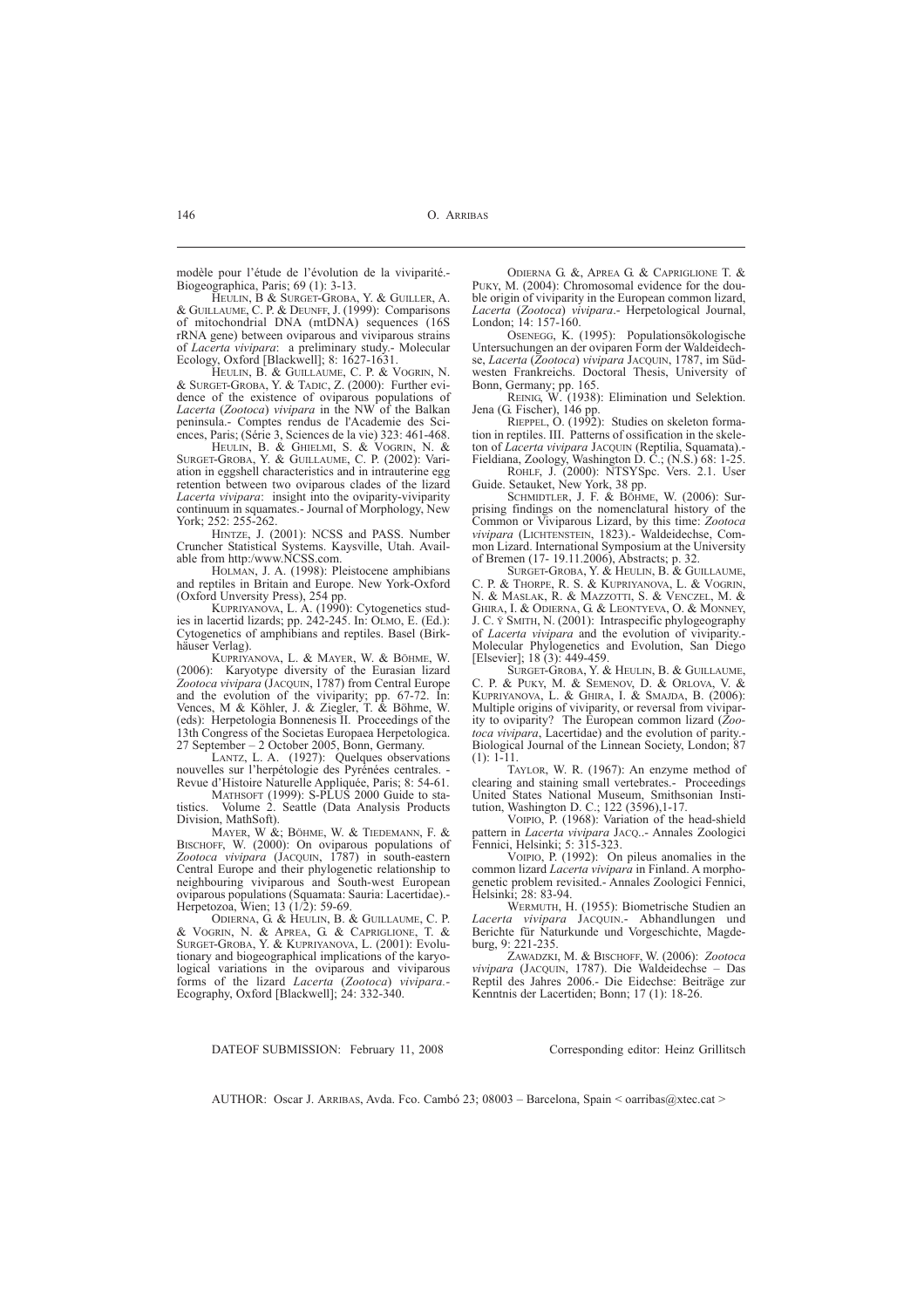modèle pour l'étude de l'évolution de la viviparité.- Biogeographica, Paris; 69 (1): 3-13.

HEULIN, B & SURGET-GROBA, Y. & GUILLER, A. & GUILLAUME, C. P. & DEUNFF, J. (1999): Comparisons of mitochondrial DNA (mtDNA) sequences (16S rRNA gene) between oviparous and viviparous strains of *Lacerta vivipara*: a preliminary study.- Molecular Ecology, Oxford [Blackwell]; 8: 1627-1631.

HEULIN, B. & GUILLAUME, C. P. & VOGRIN, N. & SURGET-GROBA, Y. & TADIC, Z. (2000): Further evidence of the existence of oviparous populations of *Lacerta* (*Zootoca*) *vivipara* in the NW of the Balkan peninsula.- Comptes rendus de l'Academie des Sciences, Paris; (Série 3, Sciences de la vie) 323: 461-468.

HEULIN, B. & GHIELMI, S. & VOGRIN, N. & SURGET-GROBA, Y. & GUILLAUME, C. P. (2002): Variation in eggshell characteristics and in intrauterine egg retention between two oviparous clades of the lizard *Lacerta vivipara*: insight into the oviparity-viviparity continuum in squamates.- Journal of Morphology, New York; 252: 255-262.

HINTZE, J. (2001): NCSS and PASS. Number Cruncher Statistical Systems. Kaysville, Utah. Available from http:/www.NCSS.com.

HOLMAN, J. A. (1998): Pleistocene amphibians and reptiles in Britain and Europe. New York-Oxford (Oxford Unversity Press), 254 pp.

KUPRIYANOVA, L. A. (1990): Cytogenetics studies in lacertid lizards; pp. 242-245. In: OLMO, E. (Ed.): Cytogenetics of amphibians and reptiles. Basel (Birkhäuser Verlag).

KUPRIYANOVA, L. & MAYER, W. & BÖHME, W. (2006): Karyotype diversity of the Eurasian lizard *Zootoca vivipara* (JACQUIN, 1787) from Central Europe and the evolution of the viviparity; pp. 67-72. In: Vences, M & Köhler, J. & Ziegler, T. & Böhme, W. (eds): Herpetologia Bonnenesis II. Proceedings of the 13th Congress of the Societas Europaea Herpetologica. 27 September – 2 October 2005, Bonn, Germany.

LANTZ, L. A. (1927): Quelques observations nouvelles sur l'herpétologie des Pyrénées centrales. - Revue d'Histoire Naturelle Appliquée, Paris; 8: 54-61.

MATHSOFT (1999): S-PLUS 2000 Guide to statistics. Volume 2. Seattle (Data Analysis Products Division, MathSoft).

MAYER, W &; BÖHME, W. & TIEDEMANN, F. & BISCHOFF, W. (2000): On oviparous populations of *Zootoca vivipara* (JACQUIN, 1787) in south-eastern Central Europe and their phylogenetic relationship to neighbouring viviparous and South-west European oviparous populations (Squamata: Sauria: Lacertidae).- Herpetozoa, Wien; 13 (1/2): 59-69.

ODIERNA, G. & HEULIN, B. & GUILLAUME, C. P. & VOGRIN, N. & APREA, G. & CAPRIGLIONE, T. & SURGET-GROBA, Y. & KUPRIYANOVA, L. (2001): Evolutionary and biogeographical implications of the karyological variations in the oviparous and viviparous forms of the lizard *Lacerta* (*Zootoca*) *vivipara*.- Ecography, Oxford [Blackwell]; 24: 332-340.

ODIERNA G. &, APREA G. & CAPRIGLIONE T. & PUKY, M. (2004): Chromosomal evidence for the double origin of viviparity in the European common lizard, *Lacerta* (*Zootoca*) *vivipara*.- Herpetological Journal, London; 14: 157-160.

OSENEGG, K. (1995): Populationsökologische Untersuchungen an der oviparen Form der Waldeidechse, *Lacerta* (*Zootoca*) *vivipara* JACQUIN, 1787, im Südwesten Frankreichs. Doctoral Thesis, University of Bonn, Germany; pp. 165.

REINIG, W. (1938): Elimination und Selektion. Jena (G. Fischer), 146 pp.

RIEPPEL, O. (1992): Studies on skeleton formation in reptiles. III. Patterns of ossification in the skeleton of *Lacerta vivipara* JACQUIN (Reptilia, Squamata).- Fieldiana, Zoology, Washington D. C.; (N.S.) 68: 1-25.

ROHLF, J. (2000): NTSYSpc. Vers. 2.1. User Guide. Setauket, New York, 38 pp.

SCHMIDTLER, J. F. & BÖHME, W. (2006): Surprising findings on the nomenclatural history of the Common or Viviparous Lizard, by this time: *Zootoca vivipara* (LICHTENSTEIN, 1823).- Waldeidechse, Common Lizard. International Symposium at the University of Bremen (17- 19.11.2006), Abstracts; p. 32.

SURGET-GROBA, Y. & HEULIN, B. & GUILLAUME, C. P. & THORPE, R. S. & KUPRIYANOVA, L. & VOGRIN, N. & MASLAK, R. & MAZZOTTI, S. & VENCZEL, M. & GHIRA, I. & ODIERNA, G. & LEONTYEVA, O. & MONNEY, J. C. Y SMITH, N. (2001): Intraspecific phylogeography of *Lacerta vivipara* and the evolution of viviparity.- Molecular Phylogenetics and Evolution, San Diego [Elsevier]; 18 (3): 449-459.

SURGET-GROBA, Y. & HEULIN, B. & GUILLAUME, C. P. & PUKY, M. & SEMENOV, D. & ORLOVA, V. & KUPRIYANOVA, L. & GHIRA, I. & SMAJDA, B. (2006): Multiple origins of viviparity, or reversal from viviparity to oviparity? The European common lizard (*Zootoca vivipara*, Lacertidae) and the evolution of parity.- Biological Journal of the Linnean Society, London; 87 (1): 1-11.

TAYLOR, W. R. (1967): An enzyme method of clearing and staining small vertebrates.- Proceedings United States National Museum, Smithsonian Institution, Washington D. C.; 122 (3596),1-17.

VOIPIO, P. (1968): Variation of the head-shield pattern in *Lacerta vivipara* JACQ..- Annales Zoologici Fennici, Helsinki; 5: 315-323.

VOIPIO, P. (1992): On pileus anomalies in the common lizard *Lacerta vivipara* in Finland. A morphogenetic problem revisited.- Annales Zoologici Fennici, Helsinki; 28: 83-94.

WERMUTH, H. (1955): Biometrische Studien an *Lacerta vivipara* JACQUIN.- Abhandlungen und Berichte für Naturkunde und Vorgeschichte, Magdeburg, 9: 221-235.

ZAWADZKI, M. & BISCHOFF, W. (2006): *Zootoca vivipara* (JACQUIN, 1787). Die Waldeidechse – Das Reptil des Jahres 2006.- Die Eidechse: Beiträge zur Kenntnis der Lacertiden; Bonn; 17 (1): 18-26.

DATEOF SUBMISSION: February 11, 2008

Corresponding editor: Heinz Grillitsch

AUTHOR: Oscar J. ARRIBAS, Avda. Fco. Cambó 23; 08003 – Barcelona, Spain < oarribas@xtec.cat >